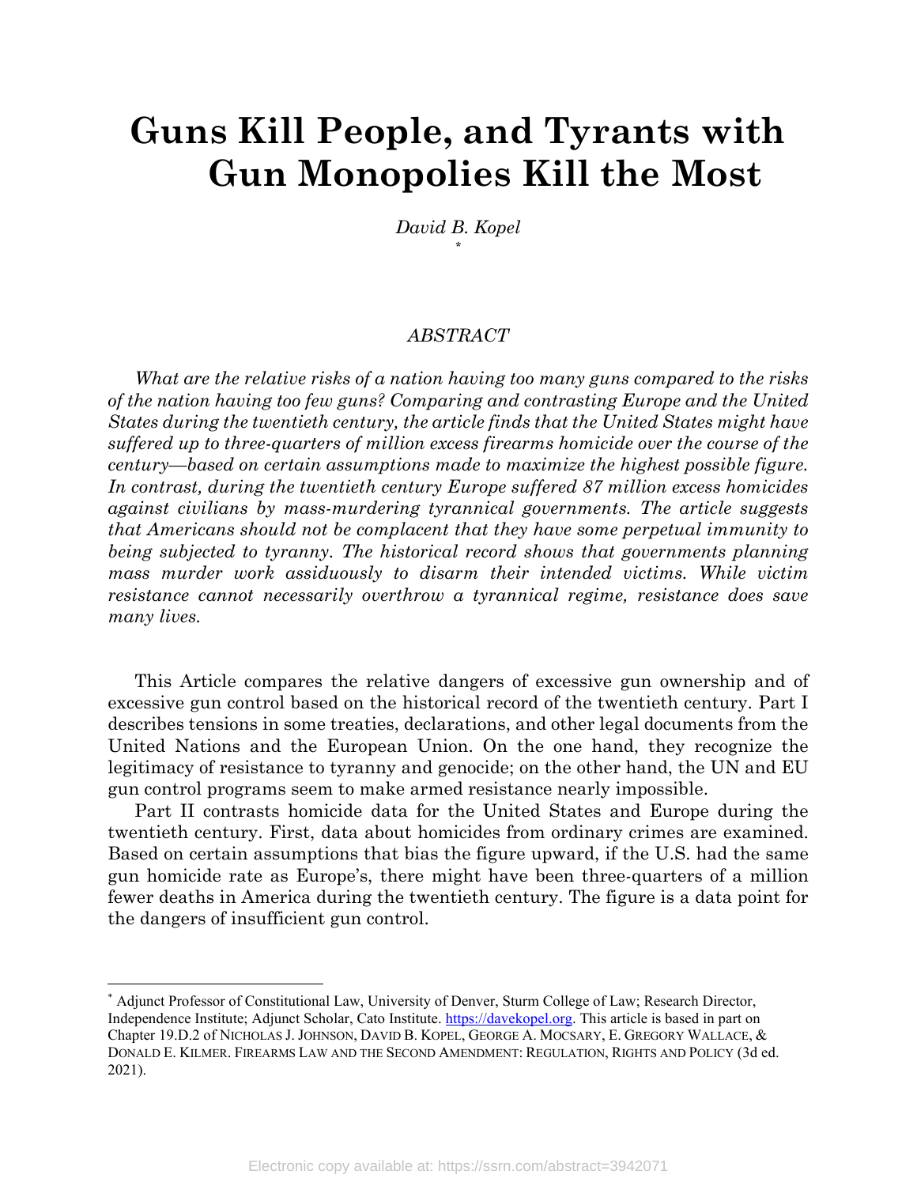# Guns Kill People, and Tyrants with Gun Monopolies Kill the Most

*David B. Kopel*
*

## *ABSTRACT*

*What are the relative risks of a nation having too many guns compared to the risks of the nation having too few guns? Comparing and contrasting Europe and the United States during the twentieth century, the article finds that the United States might have suffered up to three-quarters of million excess firearms homicide over the course of the century—based on certain assumptions made to maximize the highest possible figure. In contrast, during the twentieth century Europe suffered 87 million excess homicides against civilians by mass-murdering tyrannical governments. The article suggests that Americans should not be complacent that they have some perpetual immunity to being subjected to tyranny. The historical record shows that governments planning mass murder work assiduously to disarm their intended victims. While victim resistance cannot necessarily overthrow a tyrannical regime, resistance does save many lives.*

This Article compares the relative dangers of excessive gun ownership and of excessive gun control based on the historical record of the twentieth century. Part I describes tensions in some treaties, declarations, and other legal documents from the United Nations and the European Union. On the one hand, they recognize the legitimacy of resistance to tyranny and genocide; on the other hand, the UN and EU gun control programs seem to make armed resistance nearly impossible.

Part II contrasts homicide data for the United States and Europe during the twentieth century. First, data about homicides from ordinary crimes are examined. Based on certain assumptions that bias the figure upward, if the U.S. had the same gun homicide rate as Europe's, there might have been three-quarters of a million fewer deaths in America during the twentieth century. The figure is a data point for the dangers of insufficient gun control.

---

* Adjunct Professor of Constitutional Law, University of Denver, Sturm College of Law; Research Director, Independence Institute; Adjunct Scholar, Cato Institute. https://davekopel.org. This article is based in part on Chapter 19.D.2 of NICHOLAS J. JOHNSON, DAVID B. KOPEL, GEORGE A. MOCSARY, E. GREGORY WALLACE, & DONALD E. KILMER. FIREARMS LAW AND THE SECOND AMENDMENT: REGULATION, RIGHTS AND POLICY (3d ed. 2021).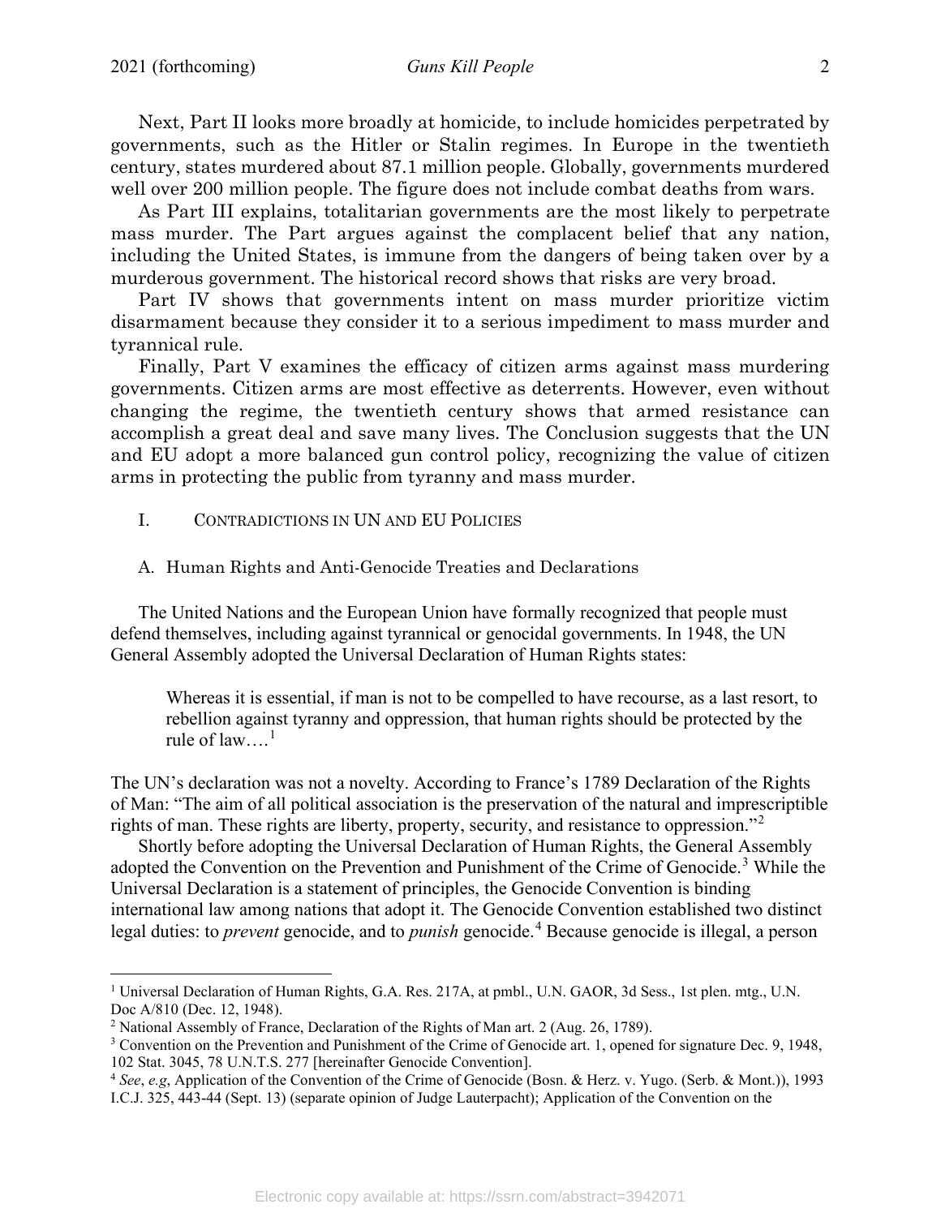Next, Part II looks more broadly at homicide, to include homicides perpetrated by governments, such as the Hitler or Stalin regimes. In Europe in the twentieth century, states murdered about 87.1 million people. Globally, governments murdered well over 200 million people. The figure does not include combat deaths from wars.

As Part III explains, totalitarian governments are the most likely to perpetrate mass murder. The Part argues against the complacent belief that any nation, including the United States, is immune from the dangers of being taken over by a murderous government. The historical record shows that risks are very broad.

Part IV shows that governments intent on mass murder prioritize victim disarmament because they consider it to a serious impediment to mass murder and tyrannical rule.

Finally, Part V examines the efficacy of citizen arms against mass murdering governments. Citizen arms are most effective as deterrents. However, even without changing the regime, the twentieth century shows that armed resistance can accomplish a great deal and save many lives. The Conclusion suggests that the UN and EU adopt a more balanced gun control policy, recognizing the value of citizen arms in protecting the public from tyranny and mass murder.

## I. CONTRADICTIONS IN UN AND EU POLICIES

### A. Human Rights and Anti-Genocide Treaties and Declarations

The United Nations and the European Union have formally recognized that people must defend themselves, including against tyrannical or genocidal governments. In 1948, the UN General Assembly adopted the Universal Declaration of Human Rights states:

> Whereas it is essential, if man is not to be compelled to have recourse, as a last resort, to rebellion against tyranny and oppression, that human rights should be protected by the rule of law….[1]

The UN's declaration was not a novelty. According to France's 1789 Declaration of the Rights of Man: "The aim of all political association is the preservation of the natural and imprescriptible rights of man. These rights are liberty, property, security, and resistance to oppression."[2]

Shortly before adopting the Universal Declaration of Human Rights, the General Assembly adopted the Convention on the Prevention and Punishment of the Crime of Genocide.[3] While the Universal Declaration is a statement of principles, the Genocide Convention is binding international law among nations that adopt it. The Genocide Convention established two distinct legal duties: to *prevent* genocide, and to *punish* genocide.[4] Because genocide is illegal, a person

---

[1] Universal Declaration of Human Rights, G.A. Res. 217A, at pmbl., U.N. GAOR, 3d Sess., 1st plen. mtg., U.N. Doc A/810 (Dec. 12, 1948).

[2] National Assembly of France, Declaration of the Rights of Man art. 2 (Aug. 26, 1789).

[3] Convention on the Prevention and Punishment of the Crime of Genocide art. 1, opened for signature Dec. 9, 1948, 102 Stat. 3045, 78 U.N.T.S. 277 [hereinafter Genocide Convention].

[4] *See*, *e.g*, Application of the Convention of the Crime of Genocide (Bosn. & Herz. v. Yugo. (Serb. & Mont.)), 1993 I.C.J. 325, 443-44 (Sept. 13) (separate opinion of Judge Lauterpacht); Application of the Convention on the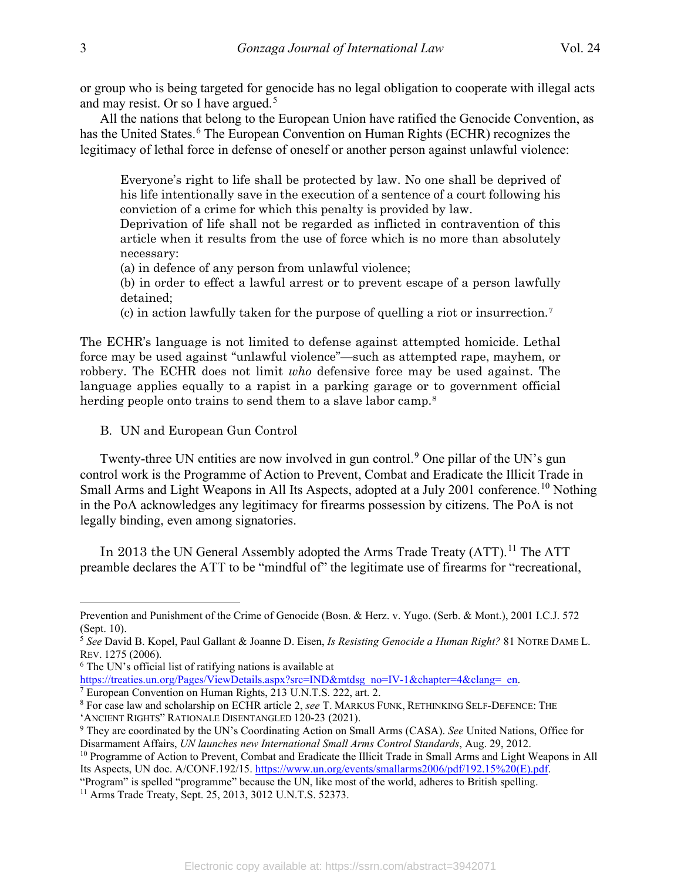or group who is being targeted for genocide has no legal obligation to cooperate with illegal acts and may resist. Or so I have argued.[5]

All the nations that belong to the European Union have ratified the Genocide Convention, as has the United States.[6] The European Convention on Human Rights (ECHR) recognizes the legitimacy of lethal force in defense of oneself or another person against unlawful violence:

> Everyone's right to life shall be protected by law. No one shall be deprived of his life intentionally save in the execution of a sentence of a court following his conviction of a crime for which this penalty is provided by law.
> Deprivation of life shall not be regarded as inflicted in contravention of this article when it results from the use of force which is no more than absolutely necessary:
> (a) in defence of any person from unlawful violence;
> (b) in order to effect a lawful arrest or to prevent escape of a person lawfully detained;
> (c) in action lawfully taken for the purpose of quelling a riot or insurrection.[7]

The ECHR's language is not limited to defense against attempted homicide. Lethal force may be used against "unlawful violence"—such as attempted rape, mayhem, or robbery. The ECHR does not limit *who* defensive force may be used against. The language applies equally to a rapist in a parking garage or to government official herding people onto trains to send them to a slave labor camp.[8]

B. UN and European Gun Control

Twenty-three UN entities are now involved in gun control.[9] One pillar of the UN's gun control work is the Programme of Action to Prevent, Combat and Eradicate the Illicit Trade in Small Arms and Light Weapons in All Its Aspects, adopted at a July 2001 conference.[10] Nothing in the PoA acknowledges any legitimacy for firearms possession by citizens. The PoA is not legally binding, even among signatories.

In 2013 the UN General Assembly adopted the Arms Trade Treaty (ATT).[11] The ATT preamble declares the ATT to be "mindful of" the legitimate use of firearms for "recreational,

---

Prevention and Punishment of the Crime of Genocide (Bosn. & Herz. v. Yugo. (Serb. & Mont.), 2001 I.C.J. 572 (Sept. 10).

[5] *See* David B. Kopel, Paul Gallant & Joanne D. Eisen, *Is Resisting Genocide a Human Right?* 81 NOTRE DAME L. REV. 1275 (2006).

[6] The UN's official list of ratifying nations is available at https://treaties.un.org/Pages/ViewDetails.aspx?src=IND&mtdsg_no=IV-1&chapter=4&clang=_en.

[7] European Convention on Human Rights, 213 U.N.T.S. 222, art. 2.

[8] For case law and scholarship on ECHR article 2, *see* T. MARKUS FUNK, RETHINKING SELF-DEFENCE: THE 'ANCIENT RIGHTS" RATIONALE DISENTANGLED 120-23 (2021).

[9] They are coordinated by the UN's Coordinating Action on Small Arms (CASA). *See* United Nations, Office for Disarmament Affairs, *UN launches new International Small Arms Control Standards*, Aug. 29, 2012.

[10] Programme of Action to Prevent, Combat and Eradicate the Illicit Trade in Small Arms and Light Weapons in All Its Aspects, UN doc. A/CONF.192/15. https://www.un.org/events/smallarms2006/pdf/192.15%20(E).pdf. "Program" is spelled "programme" because the UN, like most of the world, adheres to British spelling.

[11] Arms Trade Treaty, Sept. 25, 2013, 3012 U.N.T.S. 52373.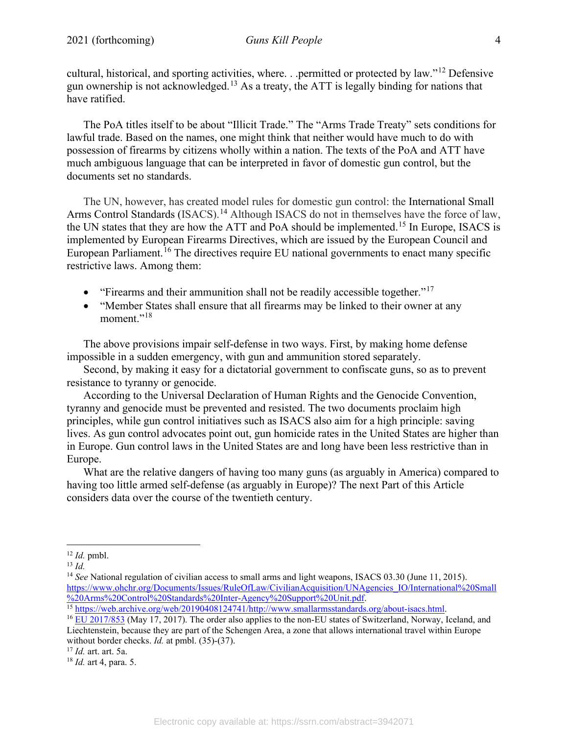cultural, historical, and sporting activities, where. . .permitted or protected by law."[12] Defensive gun ownership is not acknowledged.[13] As a treaty, the ATT is legally binding for nations that have ratified.

The PoA titles itself to be about "Illicit Trade." The "Arms Trade Treaty" sets conditions for lawful trade. Based on the names, one might think that neither would have much to do with possession of firearms by citizens wholly within a nation. The texts of the PoA and ATT have much ambiguous language that can be interpreted in favor of domestic gun control, but the documents set no standards.

The UN, however, has created model rules for domestic gun control: the International Small Arms Control Standards (ISACS).[14] Although ISACS do not in themselves have the force of law, the UN states that they are how the ATT and PoA should be implemented.[15] In Europe, ISACS is implemented by European Firearms Directives, which are issued by the European Council and European Parliament.[16] The directives require EU national governments to enact many specific restrictive laws. Among them:

- "Firearms and their ammunition shall not be readily accessible together."[17]
- "Member States shall ensure that all firearms may be linked to their owner at any moment."[18]

The above provisions impair self-defense in two ways. First, by making home defense impossible in a sudden emergency, with gun and ammunition stored separately.

Second, by making it easy for a dictatorial government to confiscate guns, so as to prevent resistance to tyranny or genocide.

According to the Universal Declaration of Human Rights and the Genocide Convention, tyranny and genocide must be prevented and resisted. The two documents proclaim high principles, while gun control initiatives such as ISACS also aim for a high principle: saving lives. As gun control advocates point out, gun homicide rates in the United States are higher than in Europe. Gun control laws in the United States are and long have been less restrictive than in Europe.

What are the relative dangers of having too many guns (as arguably in America) compared to having too little armed self-defense (as arguably in Europe)? The next Part of this Article considers data over the course of the twentieth century.

---

[12] *Id.* pmbl.

[13] *Id.*

[14] *See* National regulation of civilian access to small arms and light weapons, ISACS 03.30 (June 11, 2015). https://www.ohchr.org/Documents/Issues/RuleOfLaw/CivilianAcquisition/UNAgencies_IO/International%20Small%20Arms%20Control%20Standards%20Inter-Agency%20Support%20Unit.pdf.

[15] https://web.archive.org/web/20190408124741/http://www.smallarmsstandards.org/about-isacs.html.

[16] EU 2017/853 (May 17, 2017). The order also applies to the non-EU states of Switzerland, Norway, Iceland, and Liechtenstein, because they are part of the Schengen Area, a zone that allows international travel within Europe without border checks. *Id.* at pmbl. (35)-(37).

[17] *Id.* art. art. 5a.

[18] *Id.* art 4, para. 5.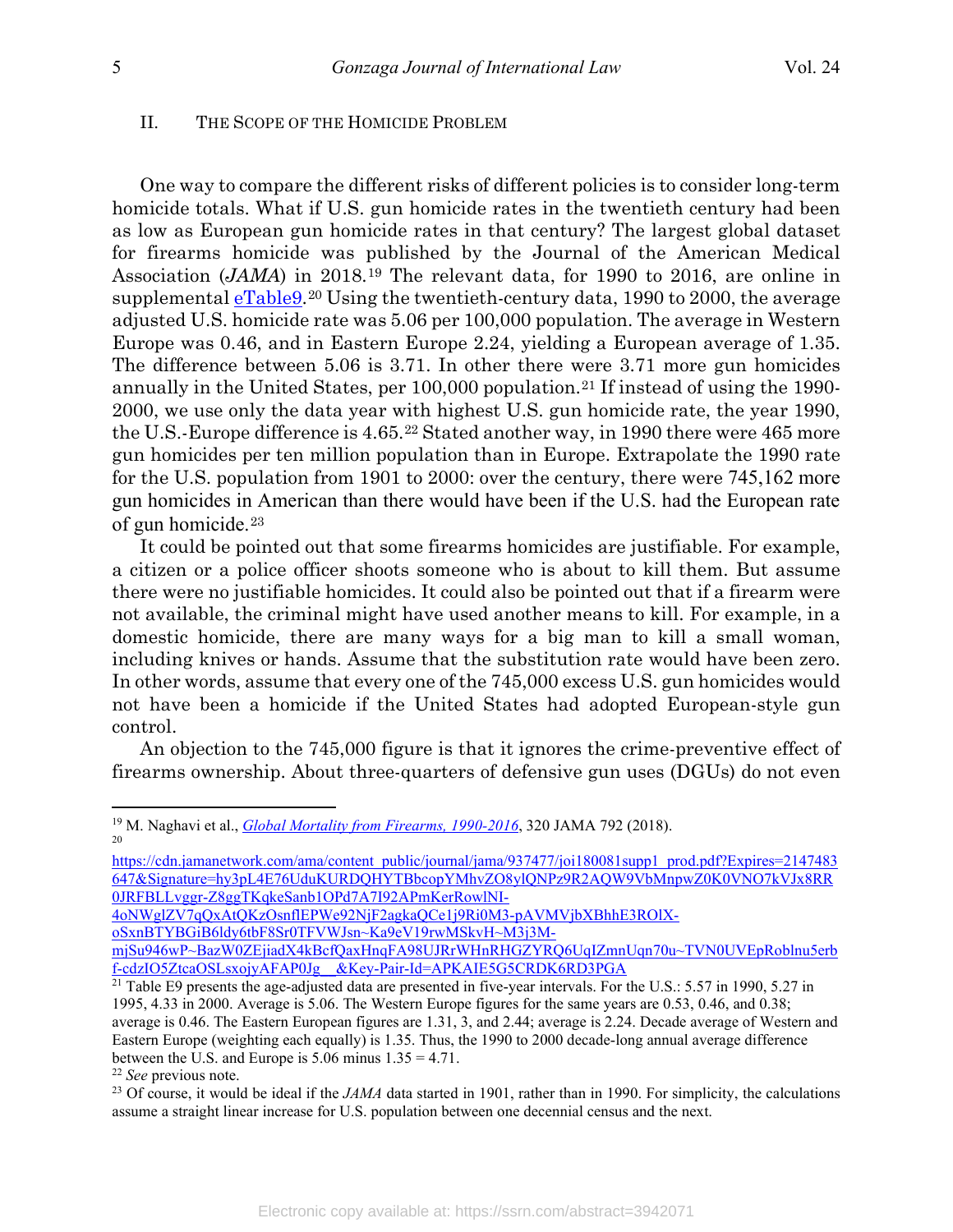## II. THE SCOPE OF THE HOMICIDE PROBLEM

One way to compare the different risks of different policies is to consider long-term homicide totals. What if U.S. gun homicide rates in the twentieth century had been as low as European gun homicide rates in that century? The largest global dataset for firearms homicide was published by the Journal of the American Medical Association (*JAMA*) in 2018.[19] The relevant data, for 1990 to 2016, are online in supplemental [eTable9](https://cdn.jamanetwork.com/ama/content_public/journal/jama/937477/joi180081supp1_prod.pdf).[20] Using the twentieth-century data, 1990 to 2000, the average adjusted U.S. homicide rate was 5.06 per 100,000 population. The average in Western Europe was 0.46, and in Eastern Europe 2.24, yielding a European average of 1.35. The difference between 5.06 is 3.71. In other there were 3.71 more gun homicides annually in the United States, per 100,000 population.[21] If instead of using the 1990-2000, we use only the data year with highest U.S. gun homicide rate, the year 1990, the U.S.-Europe difference is 4.65.[22] Stated another way, in 1990 there were 465 more gun homicides per ten million population than in Europe. Extrapolate the 1990 rate for the U.S. population from 1901 to 2000: over the century, there were 745,162 more gun homicides in American than there would have been if the U.S. had the European rate of gun homicide.[23]

It could be pointed out that some firearms homicides are justifiable. For example, a citizen or a police officer shoots someone who is about to kill them. But assume there were no justifiable homicides. It could also be pointed out that if a firearm were not available, the criminal might have used another means to kill. For example, in a domestic homicide, there are many ways for a big man to kill a small woman, including knives or hands. Assume that the substitution rate would have been zero. In other words, assume that every one of the 745,000 excess U.S. gun homicides would not have been a homicide if the United States had adopted European-style gun control.

An objection to the 745,000 figure is that it ignores the crime-preventive effect of firearms ownership. About three-quarters of defensive gun uses (DGUs) do not even

---

[19] M. Naghavi et al., *Global Mortality from Firearms, 1990-2016*, 320 JAMA 792 (2018).

[20] https://cdn.jamanetwork.com/ama/content_public/journal/jama/937477/joi180081supp1_prod.pdf?Expires=2147483647&Signature=hy3pL4E76UduKURDQHYTBbcopYMhvZO8ylQNPz9R2AQW9VbMnpwZ0K0VNO7kVJx8RR0JRFBLLvggr-Z8ggTKqkeSanb1OPd7A7I92APmKerRowlNI-4oNWglZV7qQxAtQKzOsnflEPWe92NjF2agkaQCe1j9Ri0M3-pAVMVjbXBhhE3ROlX-oSxnBTYBGiB6ldy6tbF8Sr0TFVWJsn~Ka9eV19rwMSkvH~M3j3M-mjSu946wP~BazW0ZEjiadX4kBcfQaxHnqFA98UJRrWHnRHGZYRQ6UqIZmnUqn70u~TVN0UVEpRoblnu5erbf-cdzIO5ZtcaOSLsxojyAFAP0Jg__&Key-Pair-Id=APKAIE5G5CRDK6RD3PGA

[21] Table E9 presents the age-adjusted data are presented in five-year intervals. For the U.S.: 5.57 in 1990, 5.27 in 1995, 4.33 in 2000. Average is 5.06. The Western Europe figures for the same years are 0.53, 0.46, and 0.38; average is 0.46. The Eastern European figures are 1.31, 3, and 2.44; average is 2.24. Decade average of Western and Eastern Europe (weighting each equally) is 1.35. Thus, the 1990 to 2000 decade-long annual average difference between the U.S. and Europe is 5.06 minus 1.35 = 4.71.

[22] *See* previous note.

[23] Of course, it would be ideal if the *JAMA* data started in 1901, rather than in 1990. For simplicity, the calculations assume a straight linear increase for U.S. population between one decennial census and the next.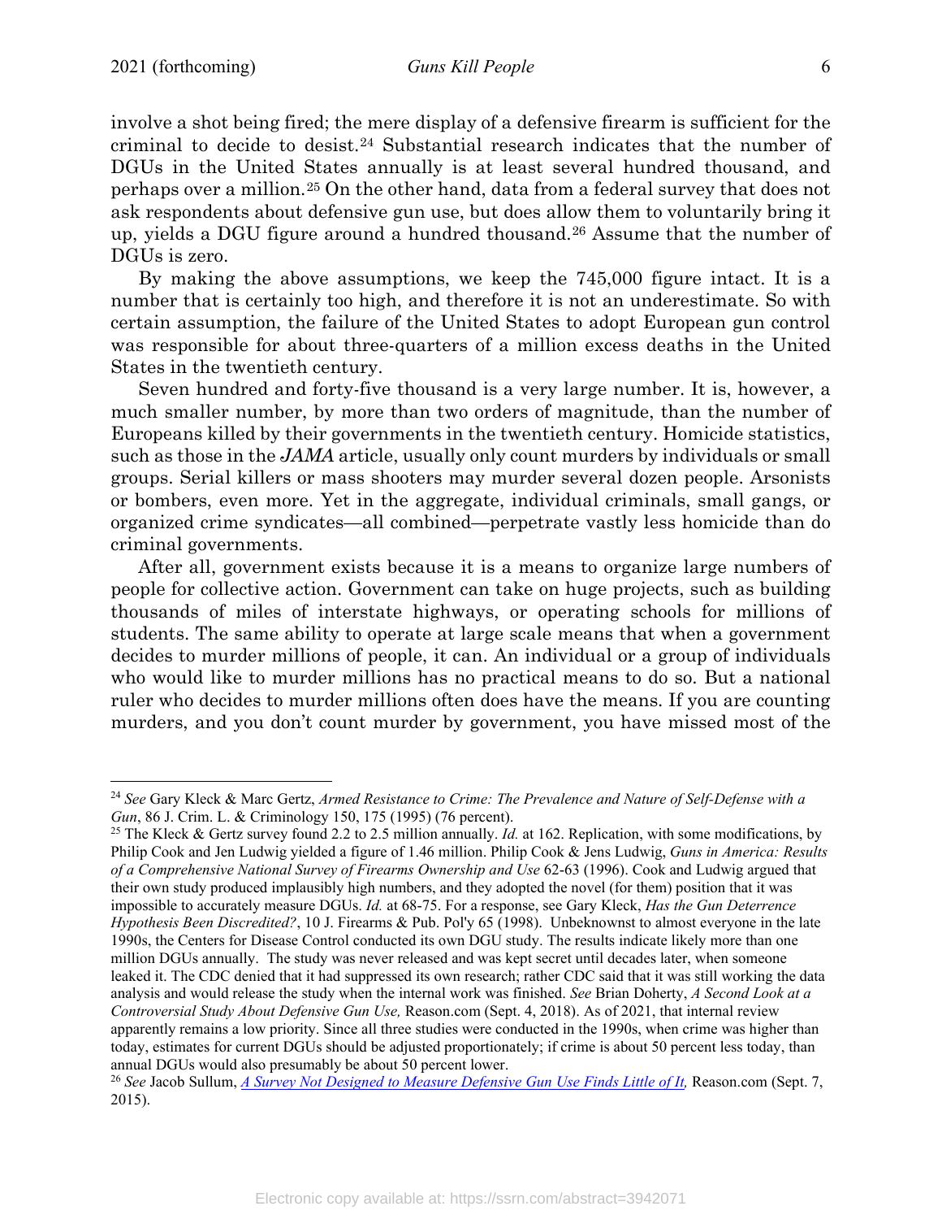involve a shot being fired; the mere display of a defensive firearm is sufficient for the criminal to decide to desist.[24] Substantial research indicates that the number of DGUs in the United States annually is at least several hundred thousand, and perhaps over a million.[25] On the other hand, data from a federal survey that does not ask respondents about defensive gun use, but does allow them to voluntarily bring it up, yields a DGU figure around a hundred thousand.[26] Assume that the number of DGUs is zero.

By making the above assumptions, we keep the 745,000 figure intact. It is a number that is certainly too high, and therefore it is not an underestimate. So with certain assumption, the failure of the United States to adopt European gun control was responsible for about three-quarters of a million excess deaths in the United States in the twentieth century.

Seven hundred and forty-five thousand is a very large number. It is, however, a much smaller number, by more than two orders of magnitude, than the number of Europeans killed by their governments in the twentieth century. Homicide statistics, such as those in the *JAMA* article, usually only count murders by individuals or small groups. Serial killers or mass shooters may murder several dozen people. Arsonists or bombers, even more. Yet in the aggregate, individual criminals, small gangs, or organized crime syndicates—all combined—perpetrate vastly less homicide than do criminal governments.

After all, government exists because it is a means to organize large numbers of people for collective action. Government can take on huge projects, such as building thousands of miles of interstate highways, or operating schools for millions of students. The same ability to operate at large scale means that when a government decides to murder millions of people, it can. An individual or a group of individuals who would like to murder millions has no practical means to do so. But a national ruler who decides to murder millions often does have the means. If you are counting murders, and you don't count murder by government, you have missed most of the

---

[24] *See* Gary Kleck & Marc Gertz, *Armed Resistance to Crime: The Prevalence and Nature of Self-Defense with a Gun*, 86 J. Crim. L. & Criminology 150, 175 (1995) (76 percent).

[25] The Kleck & Gertz survey found 2.2 to 2.5 million annually. *Id.* at 162. Replication, with some modifications, by Philip Cook and Jen Ludwig yielded a figure of 1.46 million. Philip Cook & Jens Ludwig, *Guns in America: Results of a Comprehensive National Survey of Firearms Ownership and Use* 62-63 (1996). Cook and Ludwig argued that their own study produced implausibly high numbers, and they adopted the novel (for them) position that it was impossible to accurately measure DGUs. *Id.* at 68-75. For a response, see Gary Kleck, *Has the Gun Deterrence Hypothesis Been Discredited?*, 10 J. Firearms & Pub. Pol'y 65 (1998). Unbeknownst to almost everyone in the late 1990s, the Centers for Disease Control conducted its own DGU study. The results indicate likely more than one million DGUs annually. The study was never released and was kept secret until decades later, when someone leaked it. The CDC denied that it had suppressed its own research; rather CDC said that it was still working the data analysis and would release the study when the internal work was finished. *See* Brian Doherty, *A Second Look at a Controversial Study About Defensive Gun Use,* Reason.com (Sept. 4, 2018). As of 2021, that internal review apparently remains a low priority. Since all three studies were conducted in the 1990s, when crime was higher than today, estimates for current DGUs should be adjusted proportionately; if crime is about 50 percent less today, than annual DGUs would also presumably be about 50 percent lower.

[26] *See* Jacob Sullum, *A Survey Not Designed to Measure Defensive Gun Use Finds Little of It,* Reason.com (Sept. 7, 2015).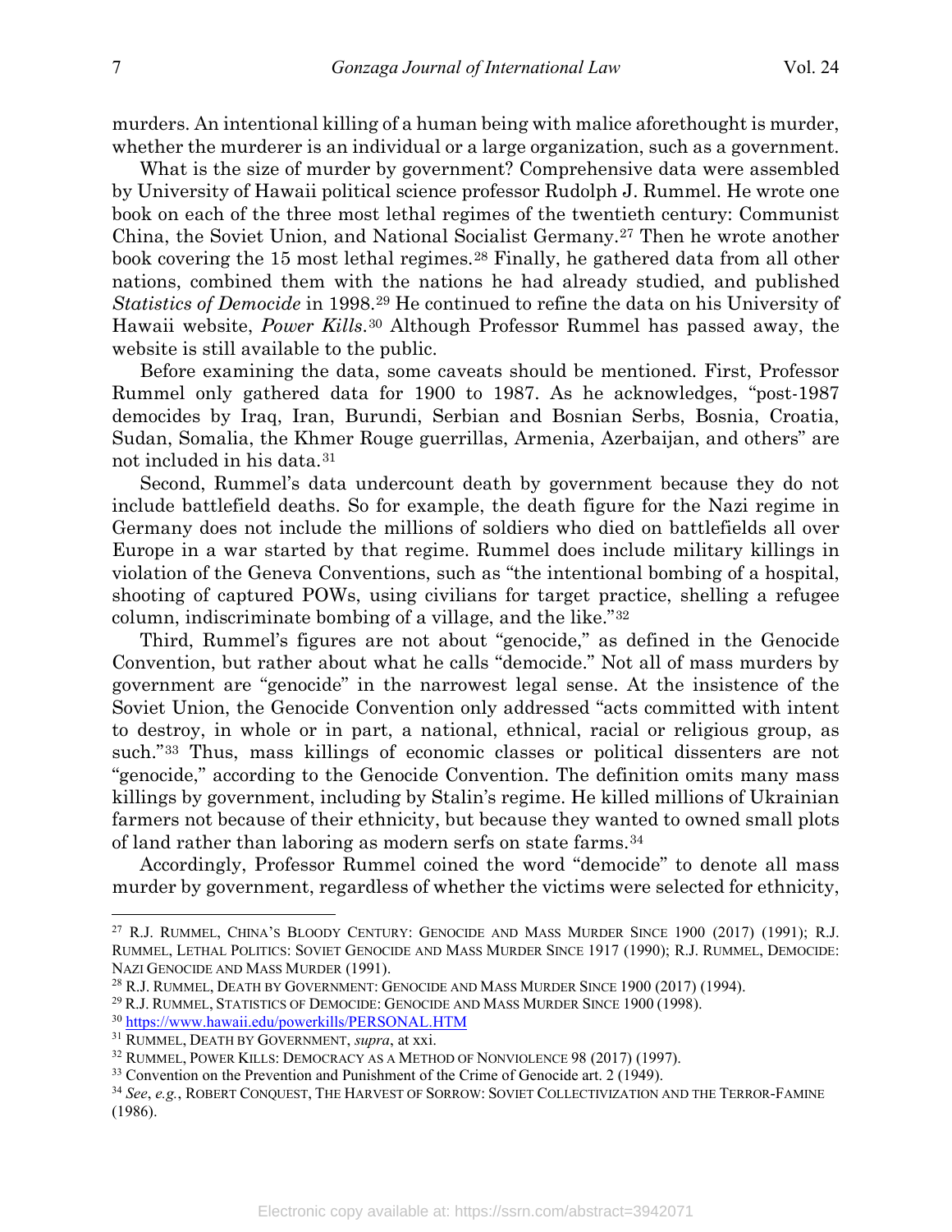murders. An intentional killing of a human being with malice aforethought is murder, whether the murderer is an individual or a large organization, such as a government.

What is the size of murder by government? Comprehensive data were assembled by University of Hawaii political science professor Rudolph J. Rummel. He wrote one book on each of the three most lethal regimes of the twentieth century: Communist China, the Soviet Union, and National Socialist Germany.[27] Then he wrote another book covering the 15 most lethal regimes.[28] Finally, he gathered data from all other nations, combined them with the nations he had already studied, and published *Statistics of Democide* in 1998.[29] He continued to refine the data on his University of Hawaii website, *Power Kills*.[30] Although Professor Rummel has passed away, the website is still available to the public.

Before examining the data, some caveats should be mentioned. First, Professor Rummel only gathered data for 1900 to 1987. As he acknowledges, "post-1987 democides by Iraq, Iran, Burundi, Serbian and Bosnian Serbs, Bosnia, Croatia, Sudan, Somalia, the Khmer Rouge guerrillas, Armenia, Azerbaijan, and others" are not included in his data.[31]

Second, Rummel's data undercount death by government because they do not include battlefield deaths. So for example, the death figure for the Nazi regime in Germany does not include the millions of soldiers who died on battlefields all over Europe in a war started by that regime. Rummel does include military killings in violation of the Geneva Conventions, such as "the intentional bombing of a hospital, shooting of captured POWs, using civilians for target practice, shelling a refugee column, indiscriminate bombing of a village, and the like."[32]

Third, Rummel's figures are not about "genocide," as defined in the Genocide Convention, but rather about what he calls "democide." Not all of mass murders by government are "genocide" in the narrowest legal sense. At the insistence of the Soviet Union, the Genocide Convention only addressed "acts committed with intent to destroy, in whole or in part, a national, ethnical, racial or religious group, as such."[33] Thus, mass killings of economic classes or political dissenters are not "genocide," according to the Genocide Convention. The definition omits many mass killings by government, including by Stalin's regime. He killed millions of Ukrainian farmers not because of their ethnicity, but because they wanted to owned small plots of land rather than laboring as modern serfs on state farms.[34]

Accordingly, Professor Rummel coined the word "democide" to denote all mass murder by government, regardless of whether the victims were selected for ethnicity,

---

[27] R.J. RUMMEL, CHINA'S BLOODY CENTURY: GENOCIDE AND MASS MURDER SINCE 1900 (2017) (1991); R.J. RUMMEL, LETHAL POLITICS: SOVIET GENOCIDE AND MASS MURDER SINCE 1917 (1990); R.J. RUMMEL, DEMOCIDE: NAZI GENOCIDE AND MASS MURDER (1991).

[28] R.J. RUMMEL, DEATH BY GOVERNMENT: GENOCIDE AND MASS MURDER SINCE 1900 (2017) (1994).

[29] R.J. RUMMEL, STATISTICS OF DEMOCIDE: GENOCIDE AND MASS MURDER SINCE 1900 (1998).

[30] https://www.hawaii.edu/powerkills/PERSONAL.HTM

[31] RUMMEL, DEATH BY GOVERNMENT, *supra*, at xxi.

[32] RUMMEL, POWER KILLS: DEMOCRACY AS A METHOD OF NONVIOLENCE 98 (2017) (1997).

[33] Convention on the Prevention and Punishment of the Crime of Genocide art. 2 (1949).

[34] *See*, *e.g.*, ROBERT CONQUEST, THE HARVEST OF SORROW: SOVIET COLLECTIVIZATION AND THE TERROR-FAMINE (1986).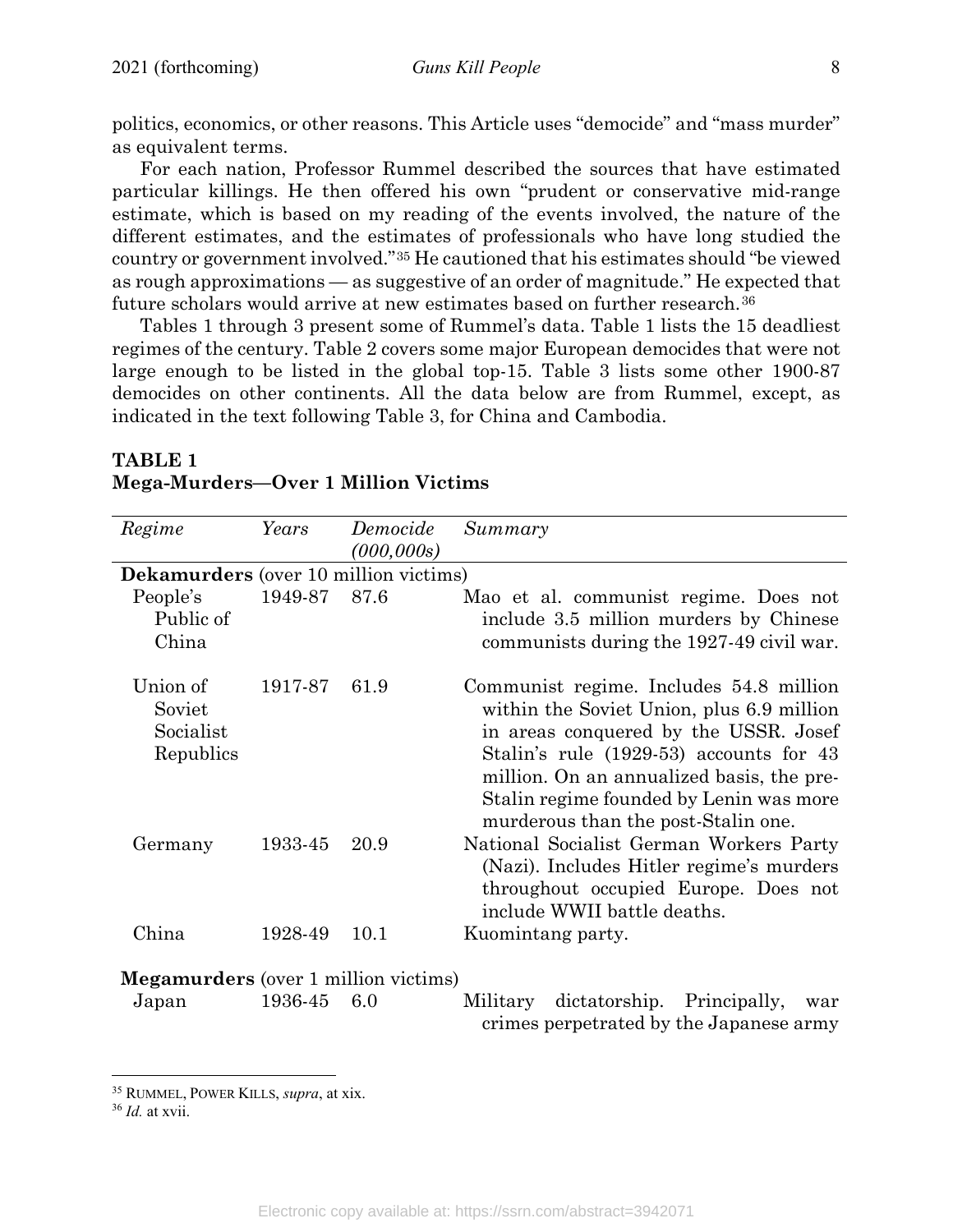politics, economics, or other reasons. This Article uses "democide" and "mass murder" as equivalent terms.

For each nation, Professor Rummel described the sources that have estimated particular killings. He then offered his own "prudent or conservative mid-range estimate, which is based on my reading of the events involved, the nature of the different estimates, and the estimates of professionals who have long studied the country or government involved."[35] He cautioned that his estimates should "be viewed as rough approximations — as suggestive of an order of magnitude." He expected that future scholars would arrive at new estimates based on further research.[36]

Tables 1 through 3 present some of Rummel's data. Table 1 lists the 15 deadliest regimes of the century. Table 2 covers some major European democides that were not large enough to be listed in the global top-15. Table 3 lists some other 1900-87 democides on other continents. All the data below are from Rummel, except, as indicated in the text following Table 3, for China and Cambodia.

**TABLE 1**
**Mega-Murders—Over 1 Million Victims**

| *Regime* | *Years* | *Democide (000,000s)* | *Summary* |
|---|---|---|---|
| **Dekamurders** (over 10 million victims) | | | |
| People's Public of China | 1949-87 | 87.6 | Mao et al. communist regime. Does not include 3.5 million murders by Chinese communists during the 1927-49 civil war. |
| Union of Soviet Socialist Republics | 1917-87 | 61.9 | Communist regime. Includes 54.8 million within the Soviet Union, plus 6.9 million in areas conquered by the USSR. Josef Stalin's rule (1929-53) accounts for 43 million. On an annualized basis, the pre-Stalin regime founded by Lenin was more murderous than the post-Stalin one. |
| Germany | 1933-45 | 20.9 | National Socialist German Workers Party (Nazi). Includes Hitler regime's murders throughout occupied Europe. Does not include WWII battle deaths. |
| China | 1928-49 | 10.1 | Kuomintang party. |
| **Megamurders** (over 1 million victims) | | | |
| Japan | 1936-45 | 6.0 | Military dictatorship. Principally, war crimes perpetrated by the Japanese army |

---

[35] RUMMEL, POWER KILLS, *supra*, at xix.

[36] *Id.* at xvii.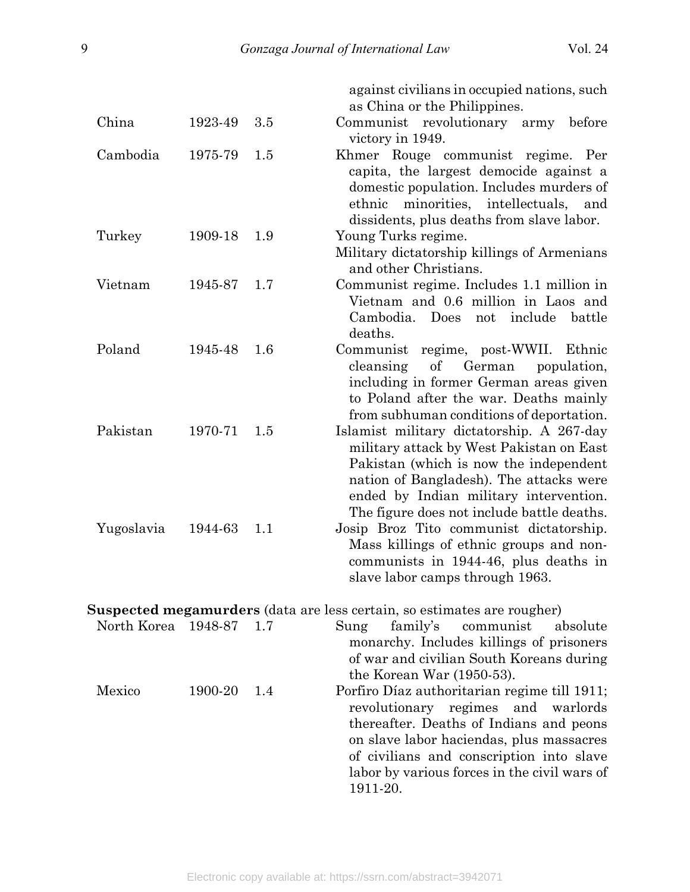| | | | |
|---|---|---|---|
| | | | against civilians in occupied nations, such as China or the Philippines. |
| China | 1923-49 | 3.5 | Communist revolutionary army before victory in 1949. |
| Cambodia | 1975-79 | 1.5 | Khmer Rouge communist regime. Per capita, the largest democide against a domestic population. Includes murders of ethnic minorities, intellectuals, and dissidents, plus deaths from slave labor. |
| Turkey | 1909-18 | 1.9 | Young Turks regime. Military dictatorship killings of Armenians and other Christians. |
| Vietnam | 1945-87 | 1.7 | Communist regime. Includes 1.1 million in Vietnam and 0.6 million in Laos and Cambodia. Does not include battle deaths. |
| Poland | 1945-48 | 1.6 | Communist regime, post-WWII. Ethnic cleansing of German population, including in former German areas given to Poland after the war. Deaths mainly from subhuman conditions of deportation. |
| Pakistan | 1970-71 | 1.5 | Islamist military dictatorship. A 267-day military attack by West Pakistan on East Pakistan (which is now the independent nation of Bangladesh). The attacks were ended by Indian military intervention. The figure does not include battle deaths. |
| Yugoslavia | 1944-63 | 1.1 | Josip Broz Tito communist dictatorship. Mass killings of ethnic groups and non-communists in 1944-46, plus deaths in slave labor camps through 1963. |
| **Suspected megamurders** (data are less certain, so estimates are rougher) | | | |
| North Korea | 1948-87 | 1.7 | Sung family's communist absolute monarchy. Includes killings of prisoners of war and civilian South Koreans during the Korean War (1950-53). |
| Mexico | 1900-20 | 1.4 | Porfiro Díaz authoritarian regime till 1911; revolutionary regimes and warlords thereafter. Deaths of Indians and peons on slave labor haciendas, plus massacres of civilians and conscription into slave labor by various forces in the civil wars of 1911-20. |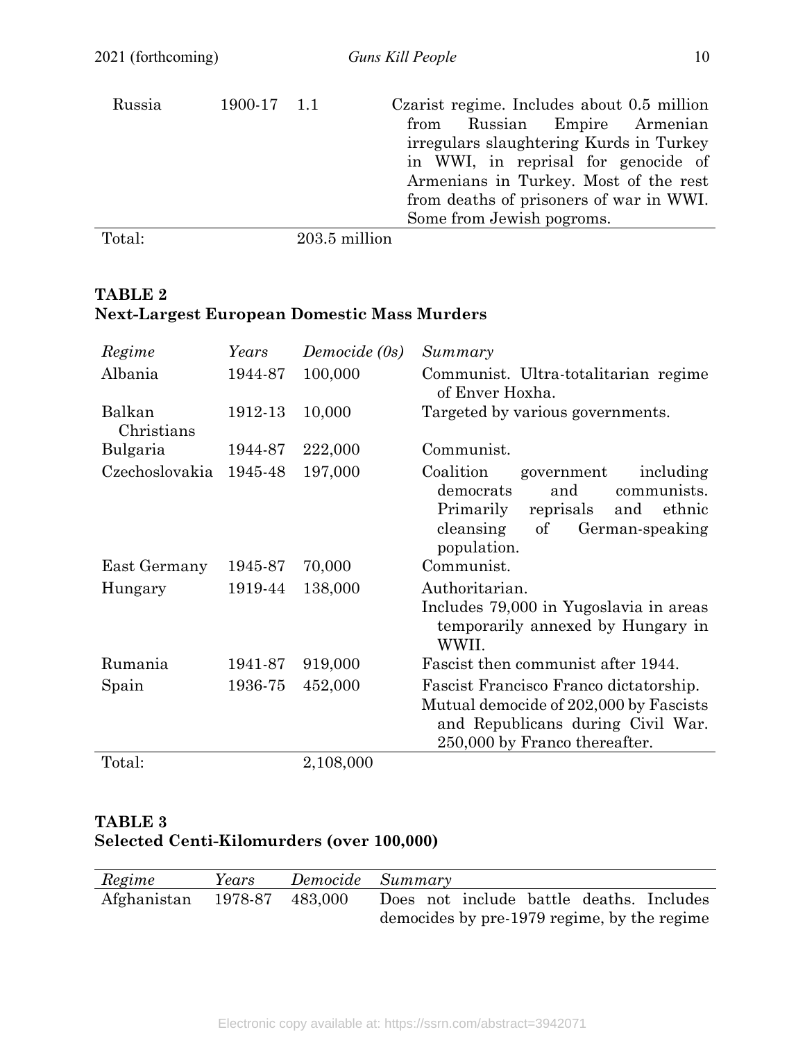| | | | |
|---|---|---|---|
| Russia | 1900-17 | 1.1 | Czarist regime. Includes about 0.5 million from Russian Empire Armenian irregulars slaughtering Kurds in Turkey in WWI, in reprisal for genocide of Armenians in Turkey. Most of the rest from deaths of prisoners of war in WWI. Some from Jewish pogroms. |
| Total: | | 203.5 million | |

**TABLE 2**
**Next-Largest European Domestic Mass Murders**

| *Regime* | *Years* | *Democide (0s)* | *Summary* |
|---|---|---|---|
| Albania | 1944-87 | 100,000 | Communist. Ultra-totalitarian regime of Enver Hoxha. |
| Balkan Christians | 1912-13 | 10,000 | Targeted by various governments. |
| Bulgaria | 1944-87 | 222,000 | Communist. |
| Czechoslovakia | 1945-48 | 197,000 | Coalition government including democrats and communists. Primarily reprisals and ethnic cleansing of German-speaking population. |
| East Germany | 1945-87 | 70,000 | Communist. |
| Hungary | 1919-44 | 138,000 | Authoritarian. Includes 79,000 in Yugoslavia in areas temporarily annexed by Hungary in WWII. |
| Rumania | 1941-87 | 919,000 | Fascist then communist after 1944. |
| Spain | 1936-75 | 452,000 | Fascist Francisco Franco dictatorship. Mutual democide of 202,000 by Fascists and Republicans during Civil War. 250,000 by Franco thereafter. |
| Total: | | 2,108,000 | |

**TABLE 3**
**Selected Centi-Kilomurders (over 100,000)**

| *Regime* | *Years* | *Democide* | *Summary* |
|---|---|---|---|
| Afghanistan | 1978-87 | 483,000 | Does not include battle deaths. Includes democides by pre-1979 regime, by the regime |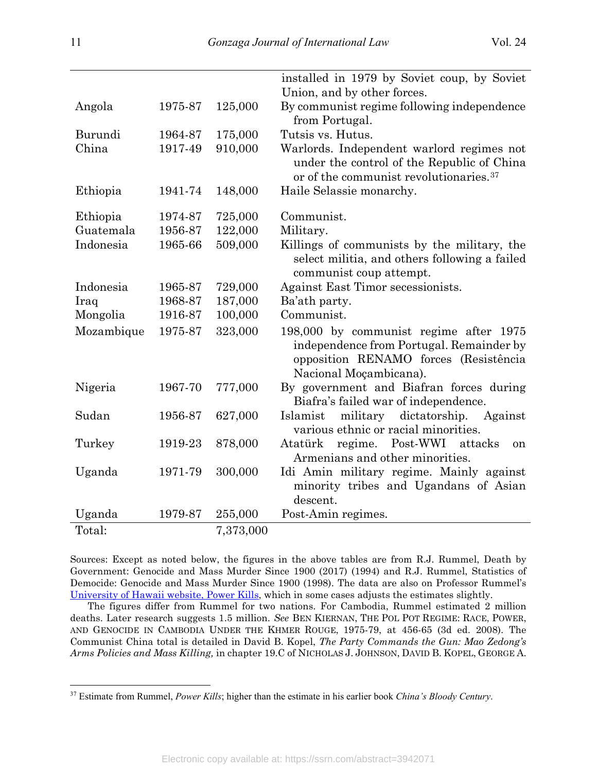| | | | |
|---|---|---|---|
| | | | installed in 1979 by Soviet coup, by Soviet Union, and by other forces. |
| Angola | 1975-87 | 125,000 | By communist regime following independence from Portugal. |
| Burundi | 1964-87 | 175,000 | Tutsis vs. Hutus. |
| China | 1917-49 | 910,000 | Warlords. Independent warlord regimes not under the control of the Republic of China or of the communist revolutionaries.[37] |
| Ethiopia | 1941-74 | 148,000 | Haile Selassie monarchy. |
| Ethiopia | 1974-87 | 725,000 | Communist. |
| Guatemala | 1956-87 | 122,000 | Military. |
| Indonesia | 1965-66 | 509,000 | Killings of communists by the military, the select militia, and others following a failed communist coup attempt. |
| Indonesia | 1965-87 | 729,000 | Against East Timor secessionists. |
| Iraq | 1968-87 | 187,000 | Ba'ath party. |
| Mongolia | 1916-87 | 100,000 | Communist. |
| Mozambique | 1975-87 | 323,000 | 198,000 by communist regime after 1975 independence from Portugal. Remainder by opposition RENAMO forces (Resistência Nacional Moçambicana). |
| Nigeria | 1967-70 | 777,000 | By government and Biafran forces during Biafra's failed war of independence. |
| Sudan | 1956-87 | 627,000 | Islamist military dictatorship. Against various ethnic or racial minorities. |
| Turkey | 1919-23 | 878,000 | Atatürk regime. Post-WWI attacks on Armenians and other minorities. |
| Uganda | 1971-79 | 300,000 | Idi Amin military regime. Mainly against minority tribes and Ugandans of Asian descent. |
| Uganda | 1979-87 | 255,000 | Post-Amin regimes. |
| Total: | | 7,373,000 | |

Sources: Except as noted below, the figures in the above tables are from R.J. Rummel, Death by Government: Genocide and Mass Murder Since 1900 (2017) (1994) and R.J. Rummel, Statistics of Democide: Genocide and Mass Murder Since 1900 (1998). The data are also on Professor Rummel's University of Hawaii website, Power Kills, which in some cases adjusts the estimates slightly.

The figures differ from Rummel for two nations. For Cambodia, Rummel estimated 2 million deaths. Later research suggests 1.5 million. *See* BEN KIERNAN, THE POL POT REGIME: RACE, POWER, AND GENOCIDE IN CAMBODIA UNDER THE KHMER ROUGE, 1975-79, at 456-65 (3d ed. 2008). The Communist China total is detailed in David B. Kopel, *The Party Commands the Gun: Mao Zedong's Arms Policies and Mass Killing,* in chapter 19.C of NICHOLAS J. JOHNSON, DAVID B. KOPEL, GEORGE A.

[37] Estimate from Rummel, *Power Kills*; higher than the estimate in his earlier book *China's Bloody Century*.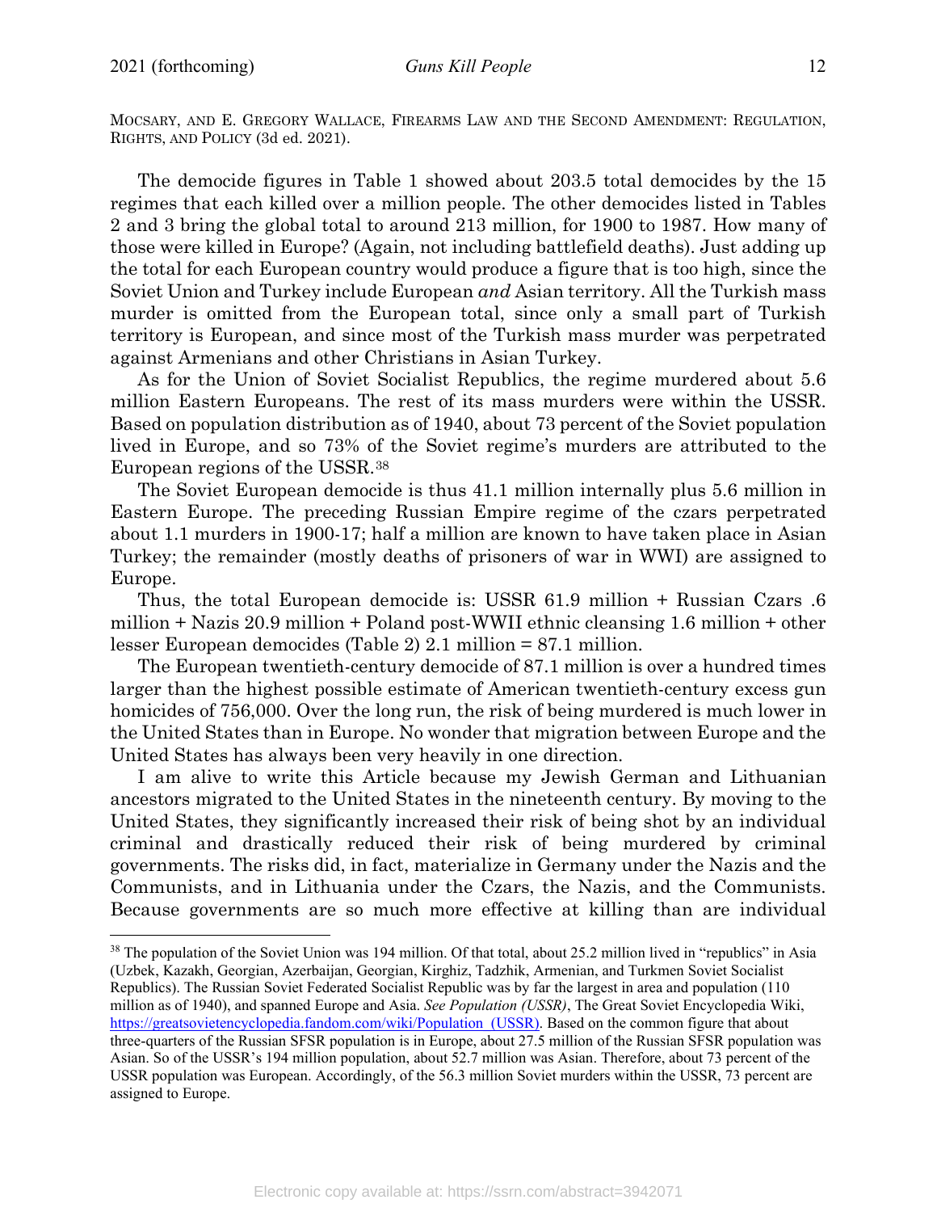MOCSARY, AND E. GREGORY WALLACE, FIREARMS LAW AND THE SECOND AMENDMENT: REGULATION, RIGHTS, AND POLICY (3d ed. 2021).

The democide figures in Table 1 showed about 203.5 total democides by the 15 regimes that each killed over a million people. The other democides listed in Tables 2 and 3 bring the global total to around 213 million, for 1900 to 1987. How many of those were killed in Europe? (Again, not including battlefield deaths). Just adding up the total for each European country would produce a figure that is too high, since the Soviet Union and Turkey include European *and* Asian territory. All the Turkish mass murder is omitted from the European total, since only a small part of Turkish territory is European, and since most of the Turkish mass murder was perpetrated against Armenians and other Christians in Asian Turkey.

As for the Union of Soviet Socialist Republics, the regime murdered about 5.6 million Eastern Europeans. The rest of its mass murders were within the USSR. Based on population distribution as of 1940, about 73 percent of the Soviet population lived in Europe, and so 73% of the Soviet regime's murders are attributed to the European regions of the USSR.[38]

The Soviet European democide is thus 41.1 million internally plus 5.6 million in Eastern Europe. The preceding Russian Empire regime of the czars perpetrated about 1.1 murders in 1900-17; half a million are known to have taken place in Asian Turkey; the remainder (mostly deaths of prisoners of war in WWI) are assigned to Europe.

Thus, the total European democide is: USSR 61.9 million + Russian Czars .6 million + Nazis 20.9 million + Poland post-WWII ethnic cleansing 1.6 million + other lesser European democides (Table 2) 2.1 million = 87.1 million.

The European twentieth-century democide of 87.1 million is over a hundred times larger than the highest possible estimate of American twentieth-century excess gun homicides of 756,000. Over the long run, the risk of being murdered is much lower in the United States than in Europe. No wonder that migration between Europe and the United States has always been very heavily in one direction.

I am alive to write this Article because my Jewish German and Lithuanian ancestors migrated to the United States in the nineteenth century. By moving to the United States, they significantly increased their risk of being shot by an individual criminal and drastically reduced their risk of being murdered by criminal governments. The risks did, in fact, materialize in Germany under the Nazis and the Communists, and in Lithuania under the Czars, the Nazis, and the Communists. Because governments are so much more effective at killing than are individual

---

[38] The population of the Soviet Union was 194 million. Of that total, about 25.2 million lived in "republics" in Asia (Uzbek, Kazakh, Georgian, Azerbaijan, Georgian, Kirghiz, Tadzhik, Armenian, and Turkmen Soviet Socialist Republics). The Russian Soviet Federated Socialist Republic was by far the largest in area and population (110 million as of 1940), and spanned Europe and Asia. *See Population (USSR)*, The Great Soviet Encyclopedia Wiki, https://greatsovietencyclopedia.fandom.com/wiki/Population_(USSR). Based on the common figure that about three-quarters of the Russian SFSR population is in Europe, about 27.5 million of the Russian SFSR population was Asian. So of the USSR's 194 million population, about 52.7 million was Asian. Therefore, about 73 percent of the USSR population was European. Accordingly, of the 56.3 million Soviet murders within the USSR, 73 percent are assigned to Europe.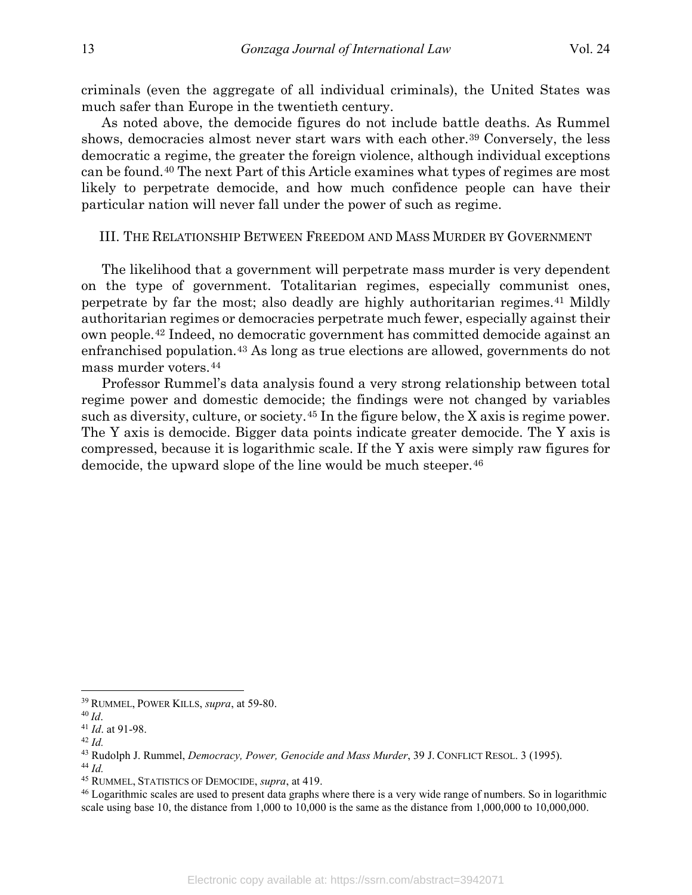criminals (even the aggregate of all individual criminals), the United States was much safer than Europe in the twentieth century.

As noted above, the democide figures do not include battle deaths. As Rummel shows, democracies almost never start wars with each other.[39] Conversely, the less democratic a regime, the greater the foreign violence, although individual exceptions can be found.[40] The next Part of this Article examines what types of regimes are most likely to perpetrate democide, and how much confidence people can have their particular nation will never fall under the power of such as regime.

## III. The Relationship Between Freedom and Mass Murder by Government

The likelihood that a government will perpetrate mass murder is very dependent on the type of government. Totalitarian regimes, especially communist ones, perpetrate by far the most; also deadly are highly authoritarian regimes.[41] Mildly authoritarian regimes or democracies perpetrate much fewer, especially against their own people.[42] Indeed, no democratic government has committed democide against an enfranchised population.[43] As long as true elections are allowed, governments do not mass murder voters.[44]

Professor Rummel's data analysis found a very strong relationship between total regime power and domestic democide; the findings were not changed by variables such as diversity, culture, or society.[45] In the figure below, the X axis is regime power. The Y axis is democide. Bigger data points indicate greater democide. The Y axis is compressed, because it is logarithmic scale. If the Y axis were simply raw figures for democide, the upward slope of the line would be much steeper.[46]

---

[39] Rummel, Power Kills, *supra*, at 59-80.

[40] *Id*.

[41] *Id*. at 91-98.

[42] *Id.*

[43] Rudolph J. Rummel, *Democracy, Power, Genocide and Mass Murder*, 39 J. Conflict Resol. 3 (1995).

[44] *Id.*

[45] Rummel, Statistics of Democide, *supra*, at 419.

[46] Logarithmic scales are used to present data graphs where there is a very wide range of numbers. So in logarithmic scale using base 10, the distance from 1,000 to 10,000 is the same as the distance from 1,000,000 to 10,000,000.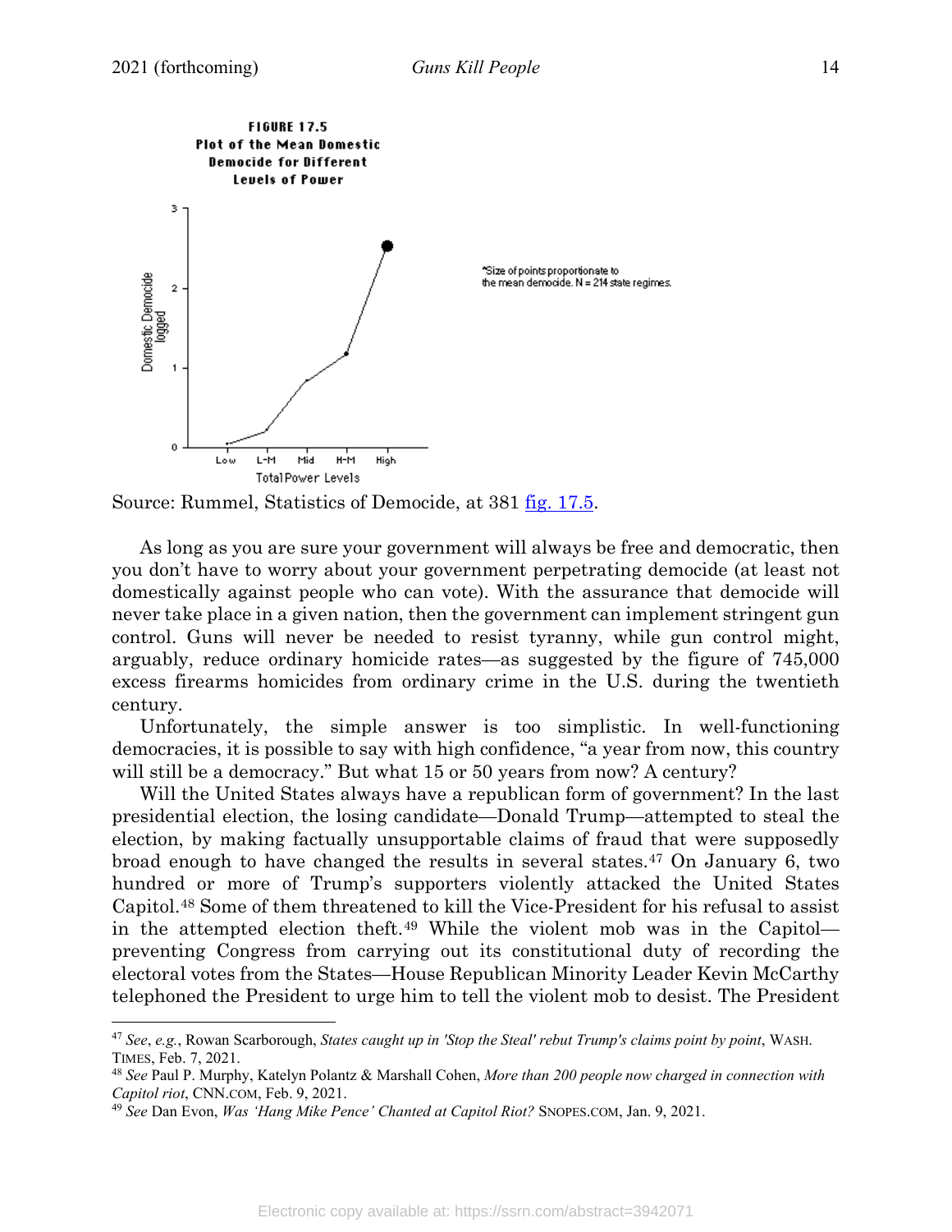FIGURE 17.5
Plot of the Mean Domestic Democide for Different Levels of Power

*Size of points proportionate to the mean democide. N = 214 state regimes.

Source: Rummel, Statistics of Democide, at 381 fig. 17.5.

As long as you are sure your government will always be free and democratic, then you don't have to worry about your government perpetrating democide (at least not domestically against people who can vote). With the assurance that democide will never take place in a given nation, then the government can implement stringent gun control. Guns will never be needed to resist tyranny, while gun control might, arguably, reduce ordinary homicide rates—as suggested by the figure of 745,000 excess firearms homicides from ordinary crime in the U.S. during the twentieth century.

Unfortunately, the simple answer is too simplistic. In well-functioning democracies, it is possible to say with high confidence, "a year from now, this country will still be a democracy." But what 15 or 50 years from now? A century?

Will the United States always have a republican form of government? In the last presidential election, the losing candidate—Donald Trump—attempted to steal the election, by making factually unsupportable claims of fraud that were supposedly broad enough to have changed the results in several states.[47] On January 6, two hundred or more of Trump's supporters violently attacked the United States Capitol.[48] Some of them threatened to kill the Vice-President for his refusal to assist in the attempted election theft.[49] While the violent mob was in the Capitol—preventing Congress from carrying out its constitutional duty of recording the electoral votes from the States—House Republican Minority Leader Kevin McCarthy telephoned the President to urge him to tell the violent mob to desist. The President

---

[47] *See*, *e.g.*, Rowan Scarborough, *States caught up in 'Stop the Steal' rebut Trump's claims point by point*, WASH. TIMES, Feb. 7, 2021.

[48] *See* Paul P. Murphy, Katelyn Polantz & Marshall Cohen, *More than 200 people now charged in connection with Capitol riot*, CNN.COM, Feb. 9, 2021.

[49] *See* Dan Evon, *Was 'Hang Mike Pence' Chanted at Capitol Riot?* SNOPES.COM, Jan. 9, 2021.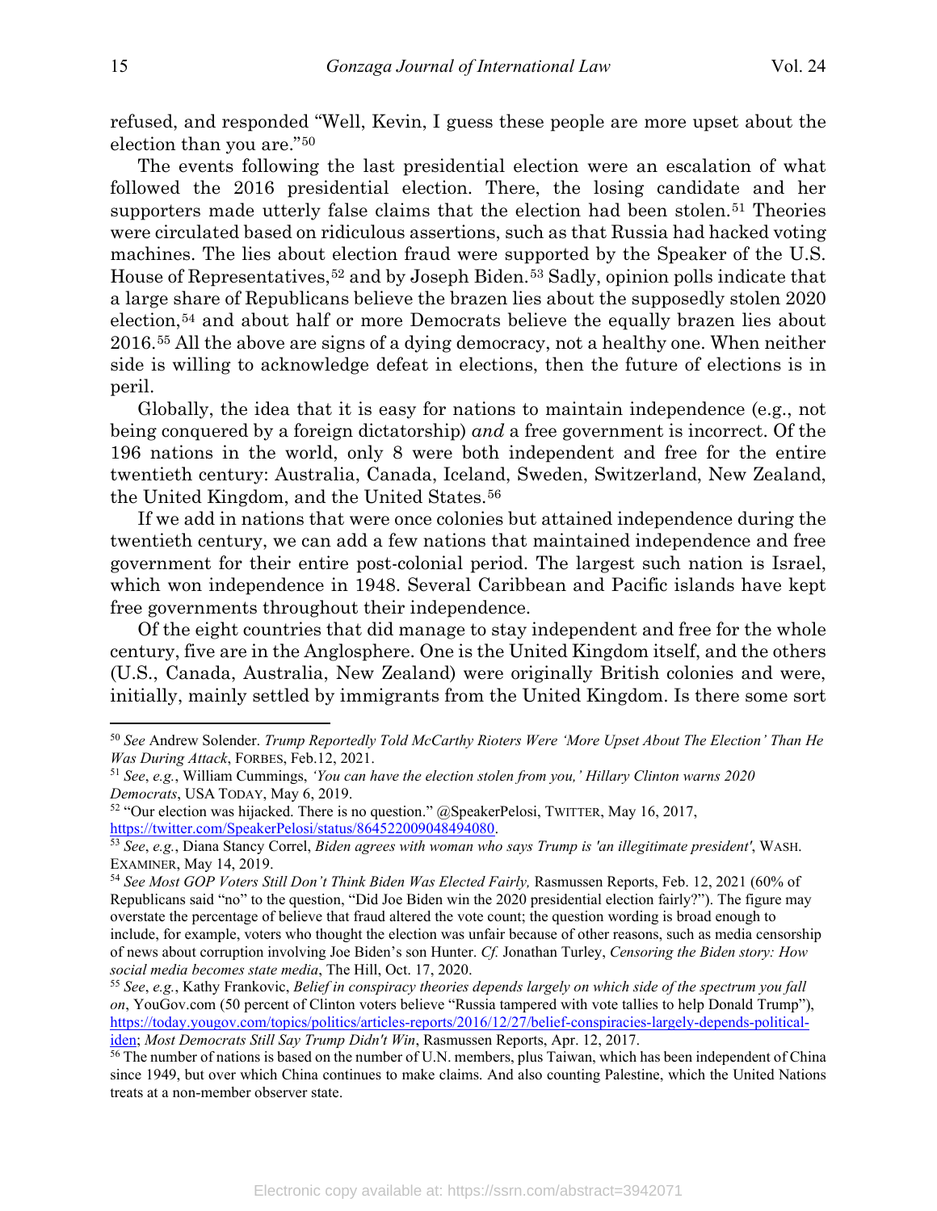refused, and responded "Well, Kevin, I guess these people are more upset about the election than you are."[50]

The events following the last presidential election were an escalation of what followed the 2016 presidential election. There, the losing candidate and her supporters made utterly false claims that the election had been stolen.[51] Theories were circulated based on ridiculous assertions, such as that Russia had hacked voting machines. The lies about election fraud were supported by the Speaker of the U.S. House of Representatives,[52] and by Joseph Biden.[53] Sadly, opinion polls indicate that a large share of Republicans believe the brazen lies about the supposedly stolen 2020 election,[54] and about half or more Democrats believe the equally brazen lies about 2016.[55] All the above are signs of a dying democracy, not a healthy one. When neither side is willing to acknowledge defeat in elections, then the future of elections is in peril.

Globally, the idea that it is easy for nations to maintain independence (e.g., not being conquered by a foreign dictatorship) *and* a free government is incorrect. Of the 196 nations in the world, only 8 were both independent and free for the entire twentieth century: Australia, Canada, Iceland, Sweden, Switzerland, New Zealand, the United Kingdom, and the United States.[56]

If we add in nations that were once colonies but attained independence during the twentieth century, we can add a few nations that maintained independence and free government for their entire post-colonial period. The largest such nation is Israel, which won independence in 1948. Several Caribbean and Pacific islands have kept free governments throughout their independence.

Of the eight countries that did manage to stay independent and free for the whole century, five are in the Anglosphere. One is the United Kingdom itself, and the others (U.S., Canada, Australia, New Zealand) were originally British colonies and were, initially, mainly settled by immigrants from the United Kingdom. Is there some sort

---

[50] *See* Andrew Solender. *Trump Reportedly Told McCarthy Rioters Were 'More Upset About The Election' Than He Was During Attack*, FORBES, Feb.12, 2021.

[51] *See*, *e.g.*, William Cummings, *'You can have the election stolen from you,' Hillary Clinton warns 2020 Democrats*, USA TODAY, May 6, 2019.

[52] "Our election was hijacked. There is no question." @SpeakerPelosi, TWITTER, May 16, 2017, https://twitter.com/SpeakerPelosi/status/864522009048494080.

[53] *See*, *e.g.*, Diana Stancy Correl, *Biden agrees with woman who says Trump is 'an illegitimate president'*, WASH. EXAMINER, May 14, 2019.

[54] *See Most GOP Voters Still Don't Think Biden Was Elected Fairly,* Rasmussen Reports, Feb. 12, 2021 (60% of Republicans said "no" to the question, "Did Joe Biden win the 2020 presidential election fairly?"). The figure may overstate the percentage of believe that fraud altered the vote count; the question wording is broad enough to include, for example, voters who thought the election was unfair because of other reasons, such as media censorship of news about corruption involving Joe Biden's son Hunter. *Cf.* Jonathan Turley, *Censoring the Biden story: How social media becomes state media*, The Hill, Oct. 17, 2020.

[55] *See*, *e.g.*, Kathy Frankovic, *Belief in conspiracy theories depends largely on which side of the spectrum you fall on*, YouGov.com (50 percent of Clinton voters believe "Russia tampered with vote tallies to help Donald Trump"), https://today.yougov.com/topics/politics/articles-reports/2016/12/27/belief-conspiracies-largely-depends-political-iden; *Most Democrats Still Say Trump Didn't Win*, Rasmussen Reports, Apr. 12, 2017.

[56] The number of nations is based on the number of U.N. members, plus Taiwan, which has been independent of China since 1949, but over which China continues to make claims. And also counting Palestine, which the United Nations treats at a non-member observer state.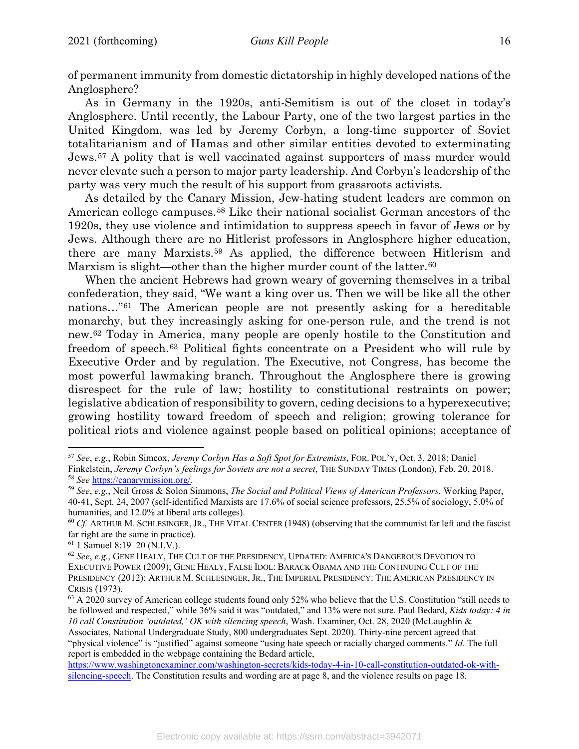of permanent immunity from domestic dictatorship in highly developed nations of the Anglosphere?

As in Germany in the 1920s, anti-Semitism is out of the closet in today's Anglosphere. Until recently, the Labour Party, one of the two largest parties in the United Kingdom, was led by Jeremy Corbyn, a long-time supporter of Soviet totalitarianism and of Hamas and other similar entities devoted to exterminating Jews.[57] A polity that is well vaccinated against supporters of mass murder would never elevate such a person to major party leadership. And Corbyn's leadership of the party was very much the result of his support from grassroots activists.

As detailed by the Canary Mission, Jew-hating student leaders are common on American college campuses.[58] Like their national socialist German ancestors of the 1920s, they use violence and intimidation to suppress speech in favor of Jews or by Jews. Although there are no Hitlerist professors in Anglosphere higher education, there are many Marxists.[59] As applied, the difference between Hitlerism and Marxism is slight—other than the higher murder count of the latter.[60]

When the ancient Hebrews had grown weary of governing themselves in a tribal confederation, they said, "We want a king over us. Then we will be like all the other nations…"[61] The American people are not presently asking for a hereditable monarchy, but they increasingly asking for one-person rule, and the trend is not new.[62] Today in America, many people are openly hostile to the Constitution and freedom of speech.[63] Political fights concentrate on a President who will rule by Executive Order and by regulation. The Executive, not Congress, has become the most powerful lawmaking branch. Throughout the Anglosphere there is growing disrespect for the rule of law; hostility to constitutional restraints on power; legislative abdication of responsibility to govern, ceding decisions to a hyperexecutive; growing hostility toward freedom of speech and religion; growing tolerance for political riots and violence against people based on political opinions; acceptance of

---

[57] *See*, *e.g.*, Robin Simcox, *Jeremy Corbyn Has a Soft Spot for Extremists*, FOR. POL'Y, Oct. 3, 2018; Daniel Finkelstein, *Jeremy Corbyn's feelings for Soviets are not a secret*, THE SUNDAY TIMES (London), Feb. 20, 2018.

[58] *See* https://canarymission.org/.

[59] *See*, *e.g.*, Neil Gross & Solon Simmons, *The Social and Political Views of American Professors*, Working Paper, 40-41, Sept. 24, 2007 (self-identified Marxists are 17.6% of social science professors, 25.5% of sociology, 5.0% of humanities, and 12.0% at liberal arts colleges).

[60] *Cf.* ARTHUR M. SCHLESINGER, JR., THE VITAL CENTER (1948) (observing that the communist far left and the fascist far right are the same in practice).

[61] 1 Samuel 8:19–20 (N.I.V.).

[62] *See*, *e.g.*, GENE HEALY, THE CULT OF THE PRESIDENCY, UPDATED: AMERICA'S DANGEROUS DEVOTION TO EXECUTIVE POWER (2009); GENE HEALY, FALSE IDOL: BARACK OBAMA AND THE CONTINUING CULT OF THE PRESIDENCY (2012); ARTHUR M. SCHLESINGER, JR., THE IMPERIAL PRESIDENCY: THE AMERICAN PRESIDENCY IN CRISIS (1973).

[63] A 2020 survey of American college students found only 52% who believe that the U.S. Constitution "still needs to be followed and respected," while 36% said it was "outdated," and 13% were not sure. Paul Bedard, *Kids today: 4 in 10 call Constitution 'outdated,' OK with silencing speech*, Wash. Examiner, Oct. 28, 2020 (McLaughlin & Associates, National Undergraduate Study, 800 undergraduates Sept. 2020). Thirty-nine percent agreed that "physical violence" is "justified" against someone "using hate speech or racially charged comments." *Id.* The full report is embedded in the webpage containing the Bedard article, https://www.washingtonexaminer.com/washington-secrets/kids-today-4-in-10-call-constitution-outdated-ok-with-silencing-speech. The Constitution results and wording are at page 8, and the violence results on page 18.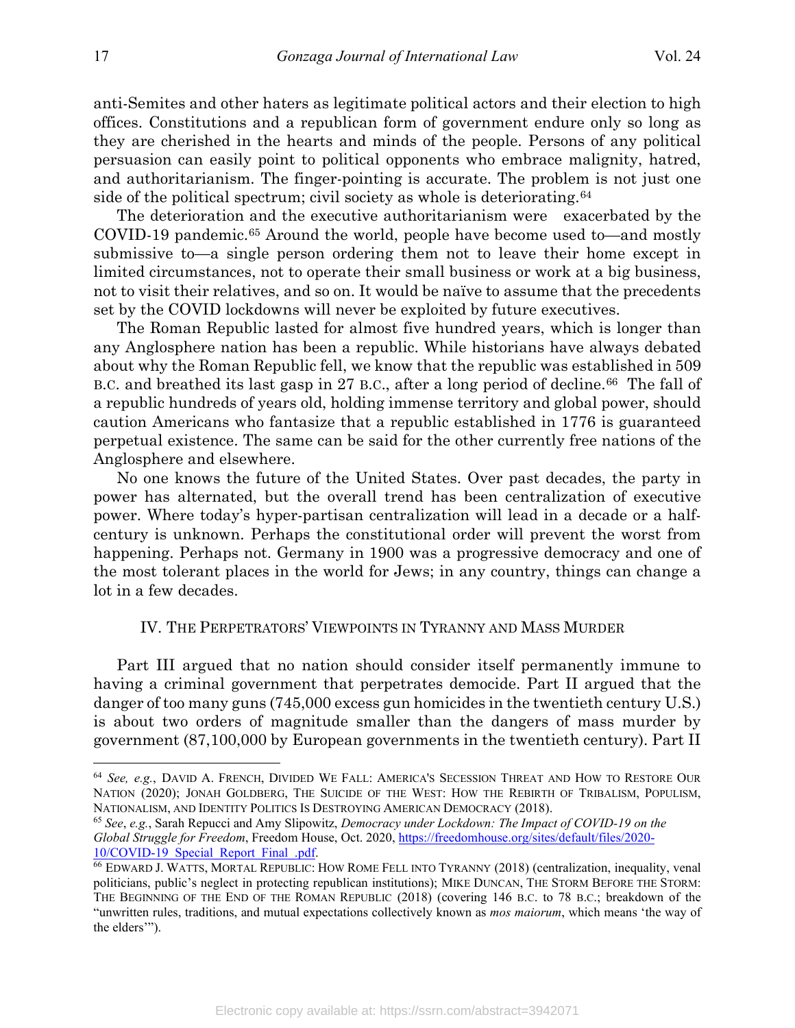anti-Semites and other haters as legitimate political actors and their election to high offices. Constitutions and a republican form of government endure only so long as they are cherished in the hearts and minds of the people. Persons of any political persuasion can easily point to political opponents who embrace malignity, hatred, and authoritarianism. The finger-pointing is accurate. The problem is not just one side of the political spectrum; civil society as whole is deteriorating.[64]

The deterioration and the executive authoritarianism were exacerbated by the COVID-19 pandemic.[65] Around the world, people have become used to—and mostly submissive to—a single person ordering them not to leave their home except in limited circumstances, not to operate their small business or work at a big business, not to visit their relatives, and so on. It would be naïve to assume that the precedents set by the COVID lockdowns will never be exploited by future executives.

The Roman Republic lasted for almost five hundred years, which is longer than any Anglosphere nation has been a republic. While historians have always debated about why the Roman Republic fell, we know that the republic was established in 509 B.C. and breathed its last gasp in 27 B.C., after a long period of decline.[66] The fall of a republic hundreds of years old, holding immense territory and global power, should caution Americans who fantasize that a republic established in 1776 is guaranteed perpetual existence. The same can be said for the other currently free nations of the Anglosphere and elsewhere.

No one knows the future of the United States. Over past decades, the party in power has alternated, but the overall trend has been centralization of executive power. Where today's hyper-partisan centralization will lead in a decade or a half-century is unknown. Perhaps the constitutional order will prevent the worst from happening. Perhaps not. Germany in 1900 was a progressive democracy and one of the most tolerant places in the world for Jews; in any country, things can change a lot in a few decades.

## IV. The Perpetrators' Viewpoints in Tyranny and Mass Murder

Part III argued that no nation should consider itself permanently immune to having a criminal government that perpetrates democide. Part II argued that the danger of too many guns (745,000 excess gun homicides in the twentieth century U.S.) is about two orders of magnitude smaller than the dangers of mass murder by government (87,100,000 by European governments in the twentieth century). Part II

---

[64] *See, e.g.*, David A. French, Divided We Fall: America's Secession Threat and How to Restore Our Nation (2020); Jonah Goldberg, The Suicide of the West: How the Rebirth of Tribalism, Populism, Nationalism, and Identity Politics Is Destroying American Democracy (2018).

[65] *See*, *e.g.*, Sarah Repucci and Amy Slipowitz, *Democracy under Lockdown: The Impact of COVID-19 on the Global Struggle for Freedom*, Freedom House, Oct. 2020, https://freedomhouse.org/sites/default/files/2020-10/COVID-19_Special_Report_Final_.pdf.

[66] Edward J. Watts, Mortal Republic: How Rome Fell into Tyranny (2018) (centralization, inequality, venal politicians, public's neglect in protecting republican institutions); Mike Duncan, The Storm Before the Storm: The Beginning of the End of the Roman Republic (2018) (covering 146 B.C. to 78 B.C.; breakdown of the "unwritten rules, traditions, and mutual expectations collectively known as *mos maiorum*, which means 'the way of the elders'").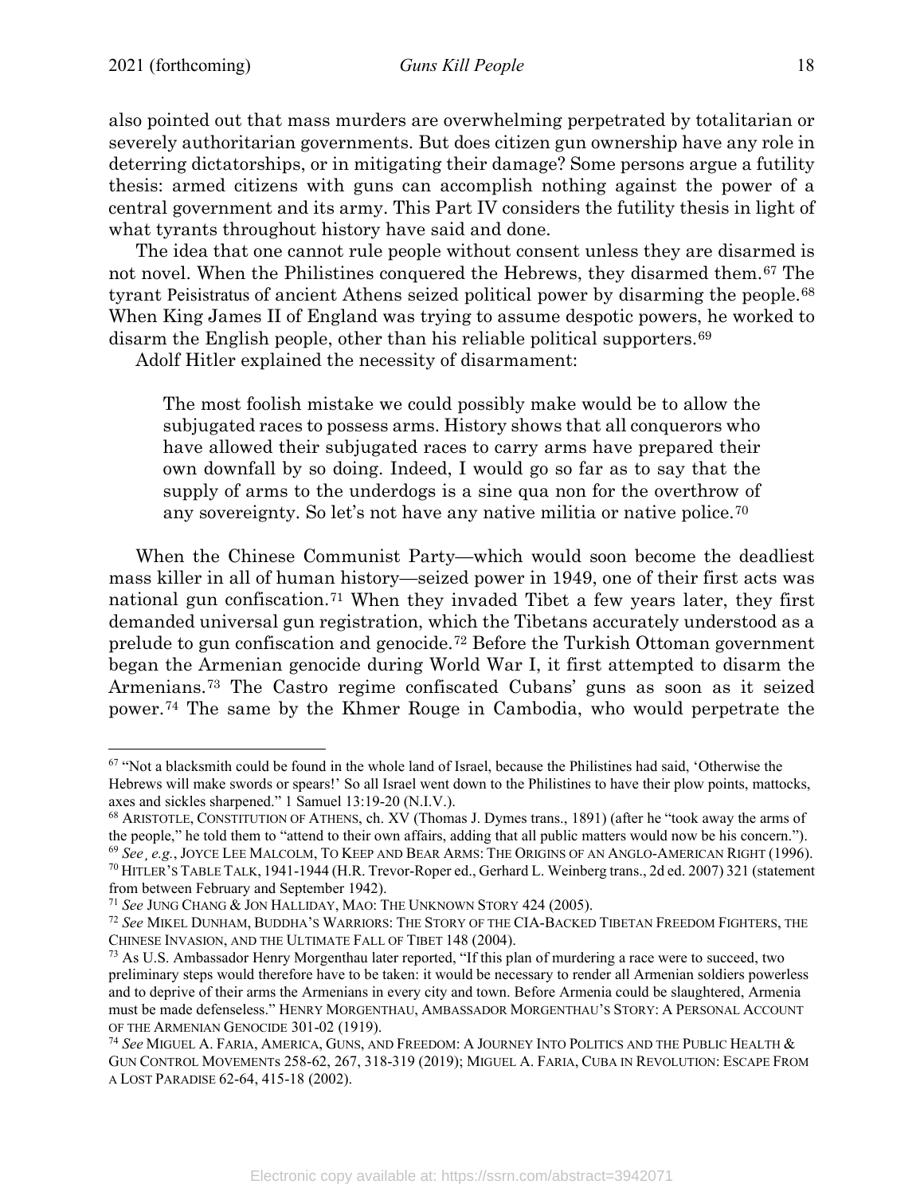also pointed out that mass murders are overwhelming perpetrated by totalitarian or severely authoritarian governments. But does citizen gun ownership have any role in deterring dictatorships, or in mitigating their damage? Some persons argue a futility thesis: armed citizens with guns can accomplish nothing against the power of a central government and its army. This Part IV considers the futility thesis in light of what tyrants throughout history have said and done.

The idea that one cannot rule people without consent unless they are disarmed is not novel. When the Philistines conquered the Hebrews, they disarmed them.[67] The tyrant Peisistratus of ancient Athens seized political power by disarming the people.[68] When King James II of England was trying to assume despotic powers, he worked to disarm the English people, other than his reliable political supporters.[69]

Adolf Hitler explained the necessity of disarmament:

> The most foolish mistake we could possibly make would be to allow the subjugated races to possess arms. History shows that all conquerors who have allowed their subjugated races to carry arms have prepared their own downfall by so doing. Indeed, I would go so far as to say that the supply of arms to the underdogs is a sine qua non for the overthrow of any sovereignty. So let's not have any native militia or native police.[70]

When the Chinese Communist Party—which would soon become the deadliest mass killer in all of human history—seized power in 1949, one of their first acts was national gun confiscation.[71] When they invaded Tibet a few years later, they first demanded universal gun registration, which the Tibetans accurately understood as a prelude to gun confiscation and genocide.[72] Before the Turkish Ottoman government began the Armenian genocide during World War I, it first attempted to disarm the Armenians.[73] The Castro regime confiscated Cubans' guns as soon as it seized power.[74] The same by the Khmer Rouge in Cambodia, who would perpetrate the

---

[67] "Not a blacksmith could be found in the whole land of Israel, because the Philistines had said, 'Otherwise the Hebrews will make swords or spears!' So all Israel went down to the Philistines to have their plow points, mattocks, axes and sickles sharpened." 1 Samuel 13:19-20 (N.I.V.).

[68] ARISTOTLE, CONSTITUTION OF ATHENS, ch. XV (Thomas J. Dymes trans., 1891) (after he "took away the arms of the people," he told them to "attend to their own affairs, adding that all public matters would now be his concern.").

[69] *See¸ e.g.*, JOYCE LEE MALCOLM, TO KEEP AND BEAR ARMS: THE ORIGINS OF AN ANGLO-AMERICAN RIGHT (1996).

[70] HITLER'S TABLE TALK, 1941-1944 (H.R. Trevor-Roper ed., Gerhard L. Weinberg trans., 2d ed. 2007) 321 (statement from between February and September 1942).

[71] *See* JUNG CHANG & JON HALLIDAY, MAO: THE UNKNOWN STORY 424 (2005).

[72] *See* MIKEL DUNHAM, BUDDHA'S WARRIORS: THE STORY OF THE CIA-BACKED TIBETAN FREEDOM FIGHTERS, THE CHINESE INVASION, AND THE ULTIMATE FALL OF TIBET 148 (2004).

[73] As U.S. Ambassador Henry Morgenthau later reported, "If this plan of murdering a race were to succeed, two preliminary steps would therefore have to be taken: it would be necessary to render all Armenian soldiers powerless and to deprive of their arms the Armenians in every city and town. Before Armenia could be slaughtered, Armenia must be made defenseless." HENRY MORGENTHAU, AMBASSADOR MORGENTHAU'S STORY: A PERSONAL ACCOUNT OF THE ARMENIAN GENOCIDE 301-02 (1919).

[74] *See* MIGUEL A. FARIA, AMERICA, GUNS, AND FREEDOM: A JOURNEY INTO POLITICS AND THE PUBLIC HEALTH & GUN CONTROL MOVEMENTS 258-62, 267, 318-319 (2019); MIGUEL A. FARIA, CUBA IN REVOLUTION: ESCAPE FROM A LOST PARADISE 62-64, 415-18 (2002).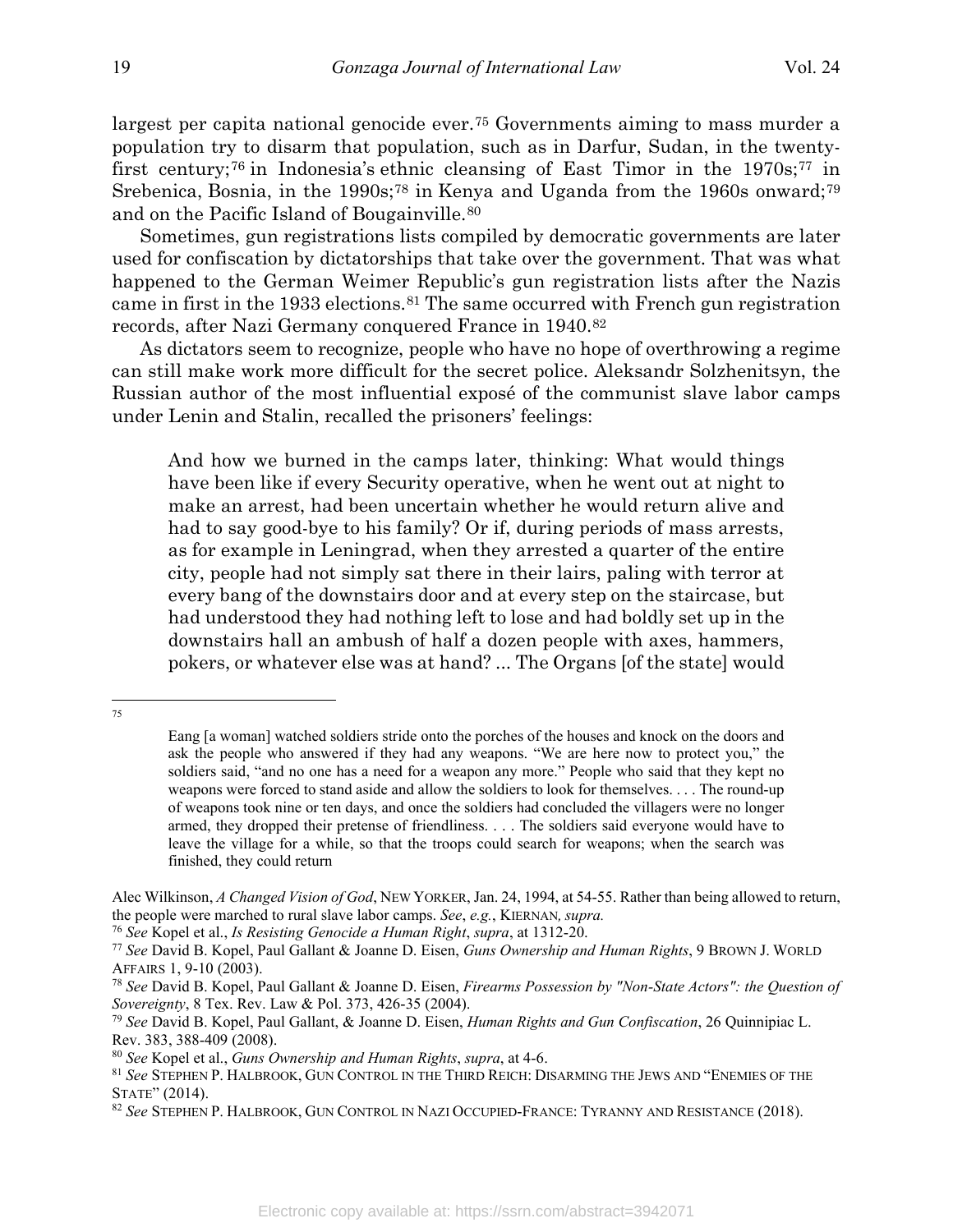largest per capita national genocide ever.[75] Governments aiming to mass murder a population try to disarm that population, such as in Darfur, Sudan, in the twenty-first century;[76] in Indonesia's ethnic cleansing of East Timor in the 1970s;[77] in Srebenica, Bosnia, in the 1990s;[78] in Kenya and Uganda from the 1960s onward;[79] and on the Pacific Island of Bougainville.[80]

Sometimes, gun registrations lists compiled by democratic governments are later used for confiscation by dictatorships that take over the government. That was what happened to the German Weimer Republic's gun registration lists after the Nazis came in first in the 1933 elections.[81] The same occurred with French gun registration records, after Nazi Germany conquered France in 1940.[82]

As dictators seem to recognize, people who have no hope of overthrowing a regime can still make work more difficult for the secret police. Aleksandr Solzhenitsyn, the Russian author of the most influential exposé of the communist slave labor camps under Lenin and Stalin, recalled the prisoners' feelings:

> And how we burned in the camps later, thinking: What would things have been like if every Security operative, when he went out at night to make an arrest, had been uncertain whether he would return alive and had to say good-bye to his family? Or if, during periods of mass arrests, as for example in Leningrad, when they arrested a quarter of the entire city, people had not simply sat there in their lairs, paling with terror at every bang of the downstairs door and at every step on the staircase, but had understood they had nothing left to lose and had boldly set up in the downstairs hall an ambush of half a dozen people with axes, hammers, pokers, or whatever else was at hand? ... The Organs [of the state] would

---

[75]

> Eang [a woman] watched soldiers stride onto the porches of the houses and knock on the doors and ask the people who answered if they had any weapons. "We are here now to protect you," the soldiers said, "and no one has a need for a weapon any more." People who said that they kept no weapons were forced to stand aside and allow the soldiers to look for themselves. . . . The round-up of weapons took nine or ten days, and once the soldiers had concluded the villagers were no longer armed, they dropped their pretense of friendliness. . . . The soldiers said everyone would have to leave the village for a while, so that the troops could search for weapons; when the search was finished, they could return

Alec Wilkinson, *A Changed Vision of God*, NEW YORKER, Jan. 24, 1994, at 54-55. Rather than being allowed to return, the people were marched to rural slave labor camps. *See*, *e.g.*, KIERNAN*, supra.*

[76] *See* Kopel et al., *Is Resisting Genocide a Human Right*, *supra*, at 1312-20.

[77] *See* David B. Kopel, Paul Gallant & Joanne D. Eisen, *Guns Ownership and Human Rights*, 9 BROWN J. WORLD AFFAIRS 1, 9-10 (2003).

[78] *See* David B. Kopel, Paul Gallant & Joanne D. Eisen, *Firearms Possession by "Non-State Actors": the Question of Sovereignty*, 8 Tex. Rev. Law & Pol. 373, 426-35 (2004).

[79] *See* David B. Kopel, Paul Gallant, & Joanne D. Eisen, *Human Rights and Gun Confiscation*, 26 Quinnipiac L. Rev. 383, 388-409 (2008).

[80] *See* Kopel et al., *Guns Ownership and Human Rights*, *supra*, at 4-6.

[81] *See* STEPHEN P. HALBROOK, GUN CONTROL IN THE THIRD REICH: DISARMING THE JEWS AND "ENEMIES OF THE STATE" (2014).

[82] *See* STEPHEN P. HALBROOK, GUN CONTROL IN NAZI OCCUPIED-FRANCE: TYRANNY AND RESISTANCE (2018).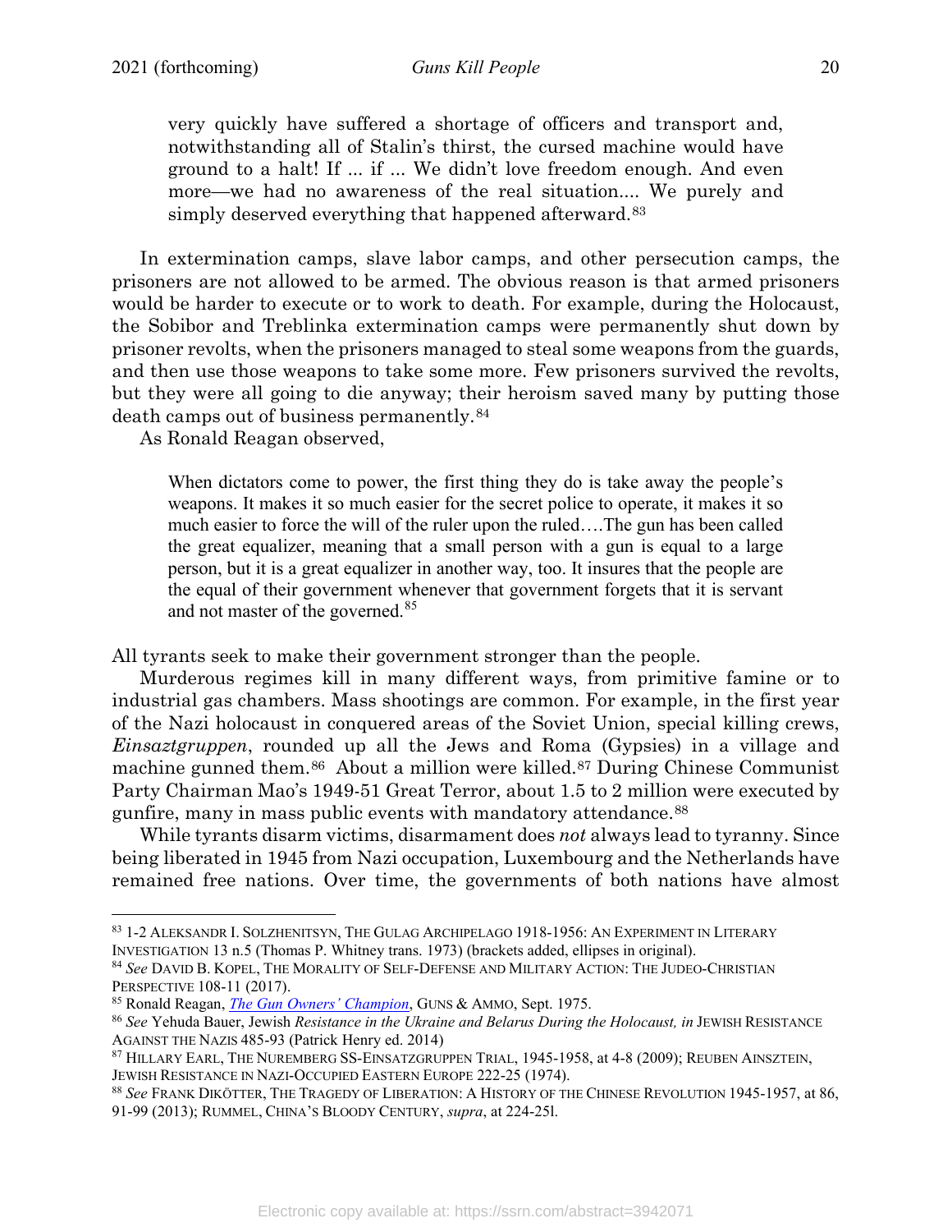> very quickly have suffered a shortage of officers and transport and, notwithstanding all of Stalin's thirst, the cursed machine would have ground to a halt! If ... if ... We didn't love freedom enough. And even more—we had no awareness of the real situation.... We purely and simply deserved everything that happened afterward.[83]

In extermination camps, slave labor camps, and other persecution camps, the prisoners are not allowed to be armed. The obvious reason is that armed prisoners would be harder to execute or to work to death. For example, during the Holocaust, the Sobibor and Treblinka extermination camps were permanently shut down by prisoner revolts, when the prisoners managed to steal some weapons from the guards, and then use those weapons to take some more. Few prisoners survived the revolts, but they were all going to die anyway; their heroism saved many by putting those death camps out of business permanently.[84]

As Ronald Reagan observed,

> When dictators come to power, the first thing they do is take away the people's weapons. It makes it so much easier for the secret police to operate, it makes it so much easier to force the will of the ruler upon the ruled….The gun has been called the great equalizer, meaning that a small person with a gun is equal to a large person, but it is a great equalizer in another way, too. It insures that the people are the equal of their government whenever that government forgets that it is servant and not master of the governed.[85]

All tyrants seek to make their government stronger than the people.

Murderous regimes kill in many different ways, from primitive famine or to industrial gas chambers. Mass shootings are common. For example, in the first year of the Nazi holocaust in conquered areas of the Soviet Union, special killing crews, *Einsaztgruppen*, rounded up all the Jews and Roma (Gypsies) in a village and machine gunned them.[86] About a million were killed.[87] During Chinese Communist Party Chairman Mao's 1949-51 Great Terror, about 1.5 to 2 million were executed by gunfire, many in mass public events with mandatory attendance.[88]

While tyrants disarm victims, disarmament does *not* always lead to tyranny. Since being liberated in 1945 from Nazi occupation, Luxembourg and the Netherlands have remained free nations. Over time, the governments of both nations have almost

---

[83] 1-2 ALEKSANDR I. SOLZHENITSYN, THE GULAG ARCHIPELAGO 1918-1956: AN EXPERIMENT IN LITERARY INVESTIGATION 13 n.5 (Thomas P. Whitney trans. 1973) (brackets added, ellipses in original).

[84] *See* DAVID B. KOPEL, THE MORALITY OF SELF-DEFENSE AND MILITARY ACTION: THE JUDEO-CHRISTIAN PERSPECTIVE 108-11 (2017).

[85] Ronald Reagan, *The Gun Owners' Champion*, GUNS & AMMO, Sept. 1975.

[86] *See* Yehuda Bauer, Jewish *Resistance in the Ukraine and Belarus During the Holocaust, in* JEWISH RESISTANCE AGAINST THE NAZIS 485-93 (Patrick Henry ed. 2014)

[87] HILLARY EARL, THE NUREMBERG SS-EINSATZGRUPPEN TRIAL, 1945-1958, at 4-8 (2009); REUBEN AINSZTEIN, JEWISH RESISTANCE IN NAZI-OCCUPIED EASTERN EUROPE 222-25 (1974).

[88] *See* FRANK DIKÖTTER, THE TRAGEDY OF LIBERATION: A HISTORY OF THE CHINESE REVOLUTION 1945-1957, at 86, 91-99 (2013); RUMMEL, CHINA'S BLOODY CENTURY, *supra*, at 224-25l.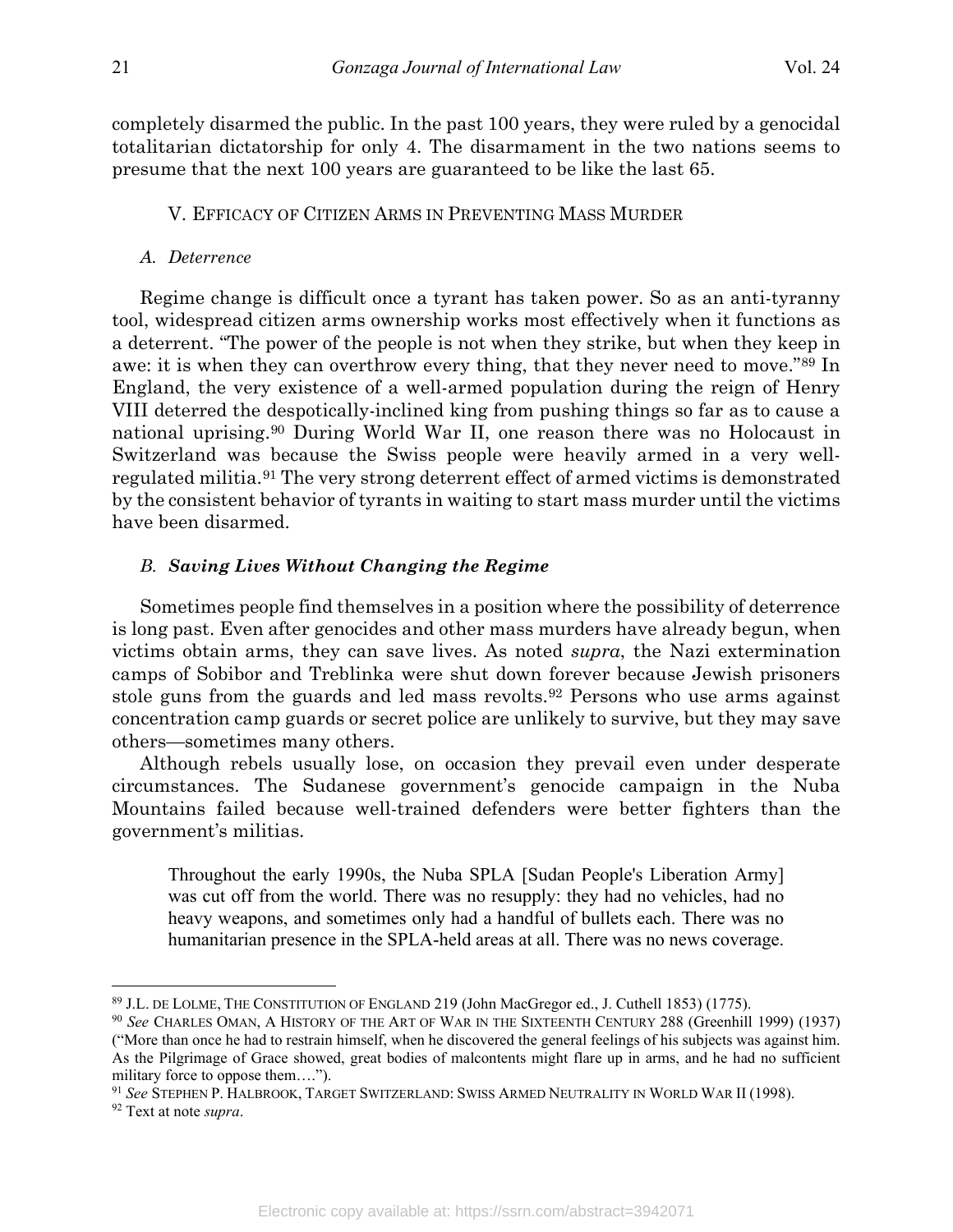completely disarmed the public. In the past 100 years, they were ruled by a genocidal totalitarian dictatorship for only 4. The disarmament in the two nations seems to presume that the next 100 years are guaranteed to be like the last 65.

## V. Efficacy of Citizen Arms in Preventing Mass Murder

### *A. Deterrence*

Regime change is difficult once a tyrant has taken power. So as an anti-tyranny tool, widespread citizen arms ownership works most effectively when it functions as a deterrent. "The power of the people is not when they strike, but when they keep in awe: it is when they can overthrow every thing, that they never need to move."[89] In England, the very existence of a well-armed population during the reign of Henry VIII deterred the despotically-inclined king from pushing things so far as to cause a national uprising.[90] During World War II, one reason there was no Holocaust in Switzerland was because the Swiss people were heavily armed in a very well-regulated militia.[91] The very strong deterrent effect of armed victims is demonstrated by the consistent behavior of tyrants in waiting to start mass murder until the victims have been disarmed.

### *B. **Saving Lives Without Changing the Regime***

Sometimes people find themselves in a position where the possibility of deterrence is long past. Even after genocides and other mass murders have already begun, when victims obtain arms, they can save lives. As noted *supra*, the Nazi extermination camps of Sobibor and Treblinka were shut down forever because Jewish prisoners stole guns from the guards and led mass revolts.[92] Persons who use arms against concentration camp guards or secret police are unlikely to survive, but they may save others—sometimes many others.

Although rebels usually lose, on occasion they prevail even under desperate circumstances. The Sudanese government's genocide campaign in the Nuba Mountains failed because well-trained defenders were better fighters than the government's militias.

> Throughout the early 1990s, the Nuba SPLA [Sudan People's Liberation Army] was cut off from the world. There was no resupply: they had no vehicles, had no heavy weapons, and sometimes only had a handful of bullets each. There was no humanitarian presence in the SPLA-held areas at all. There was no news coverage.

---

[89] J.L. de Lolme, The Constitution of England 219 (John MacGregor ed., J. Cuthell 1853) (1775).

[90] *See* Charles Oman, A History of the Art of War in the Sixteenth Century 288 (Greenhill 1999) (1937) ("More than once he had to restrain himself, when he discovered the general feelings of his subjects was against him. As the Pilgrimage of Grace showed, great bodies of malcontents might flare up in arms, and he had no sufficient military force to oppose them….").

[91] *See* Stephen P. Halbrook, Target Switzerland: Swiss Armed Neutrality in World War II (1998).

[92] Text at note *supra*.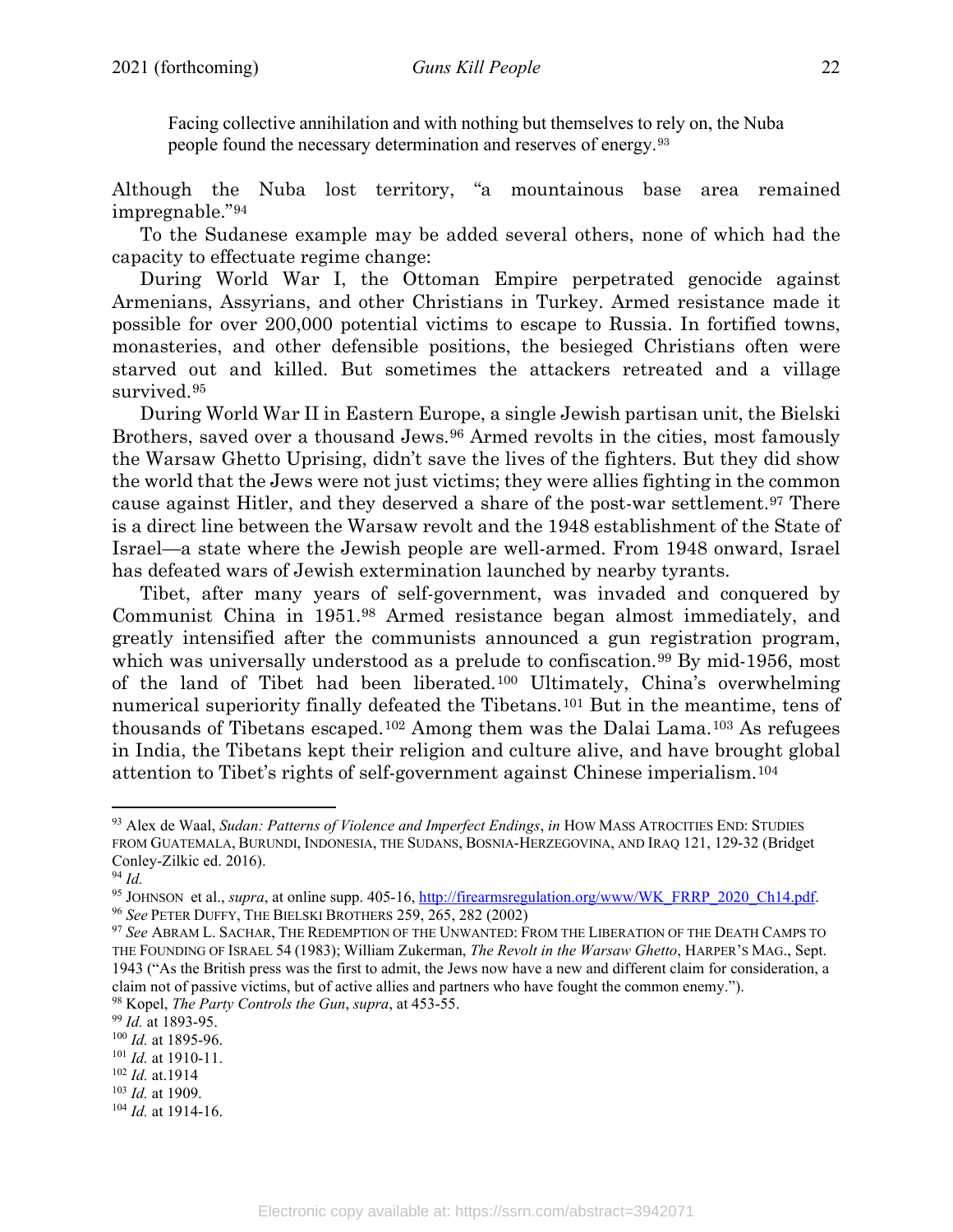> Facing collective annihilation and with nothing but themselves to rely on, the Nuba people found the necessary determination and reserves of energy.[93]

Although the Nuba lost territory, "a mountainous base area remained impregnable."[94]

To the Sudanese example may be added several others, none of which had the capacity to effectuate regime change:

During World War I, the Ottoman Empire perpetrated genocide against Armenians, Assyrians, and other Christians in Turkey. Armed resistance made it possible for over 200,000 potential victims to escape to Russia. In fortified towns, monasteries, and other defensible positions, the besieged Christians often were starved out and killed. But sometimes the attackers retreated and a village survived.[95]

During World War II in Eastern Europe, a single Jewish partisan unit, the Bielski Brothers, saved over a thousand Jews.[96] Armed revolts in the cities, most famously the Warsaw Ghetto Uprising, didn't save the lives of the fighters. But they did show the world that the Jews were not just victims; they were allies fighting in the common cause against Hitler, and they deserved a share of the post-war settlement.[97] There is a direct line between the Warsaw revolt and the 1948 establishment of the State of Israel—a state where the Jewish people are well-armed. From 1948 onward, Israel has defeated wars of Jewish extermination launched by nearby tyrants.

Tibet, after many years of self-government, was invaded and conquered by Communist China in 1951.[98] Armed resistance began almost immediately, and greatly intensified after the communists announced a gun registration program, which was universally understood as a prelude to confiscation.[99] By mid-1956, most of the land of Tibet had been liberated.[100] Ultimately, China's overwhelming numerical superiority finally defeated the Tibetans.[101] But in the meantime, tens of thousands of Tibetans escaped.[102] Among them was the Dalai Lama.[103] As refugees in India, the Tibetans kept their religion and culture alive, and have brought global attention to Tibet's rights of self-government against Chinese imperialism.[104]

---

[93] Alex de Waal, *Sudan: Patterns of Violence and Imperfect Endings*, *in* HOW MASS ATROCITIES END: STUDIES FROM GUATEMALA, BURUNDI, INDONESIA, THE SUDANS, BOSNIA-HERZEGOVINA, AND IRAQ 121, 129-32 (Bridget Conley-Zilkic ed. 2016).

[94] *Id.*

[95] JOHNSON et al., *supra*, at online supp. 405-16, http://firearmsregulation.org/www/WK_FRRP_2020_Ch14.pdf.

[96] *See* PETER DUFFY, THE BIELSKI BROTHERS 259, 265, 282 (2002)

[97] *See* ABRAM L. SACHAR, THE REDEMPTION OF THE UNWANTED: FROM THE LIBERATION OF THE DEATH CAMPS TO THE FOUNDING OF ISRAEL 54 (1983); William Zukerman, *The Revolt in the Warsaw Ghetto*, HARPER'S MAG., Sept. 1943 ("As the British press was the first to admit, the Jews now have a new and different claim for consideration, a claim not of passive victims, but of active allies and partners who have fought the common enemy.").

[98] Kopel, *The Party Controls the Gun*, *supra*, at 453-55.

[99] *Id.* at 1893-95.

[100] *Id.* at 1895-96.

[101] *Id.* at 1910-11.

[102] *Id.* at.1914

[103] *Id.* at 1909.

[104] *Id.* at 1914-16.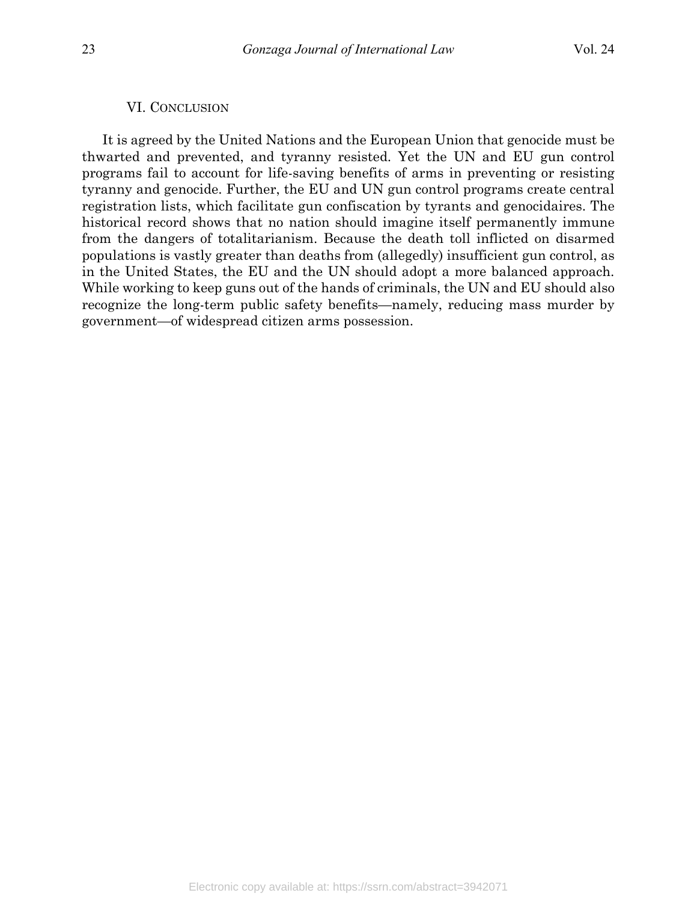## VI. Conclusion

It is agreed by the United Nations and the European Union that genocide must be thwarted and prevented, and tyranny resisted. Yet the UN and EU gun control programs fail to account for life-saving benefits of arms in preventing or resisting tyranny and genocide. Further, the EU and UN gun control programs create central registration lists, which facilitate gun confiscation by tyrants and genocidaires. The historical record shows that no nation should imagine itself permanently immune from the dangers of totalitarianism. Because the death toll inflicted on disarmed populations is vastly greater than deaths from (allegedly) insufficient gun control, as in the United States, the EU and the UN should adopt a more balanced approach. While working to keep guns out of the hands of criminals, the UN and EU should also recognize the long-term public safety benefits—namely, reducing mass murder by government—of widespread citizen arms possession.